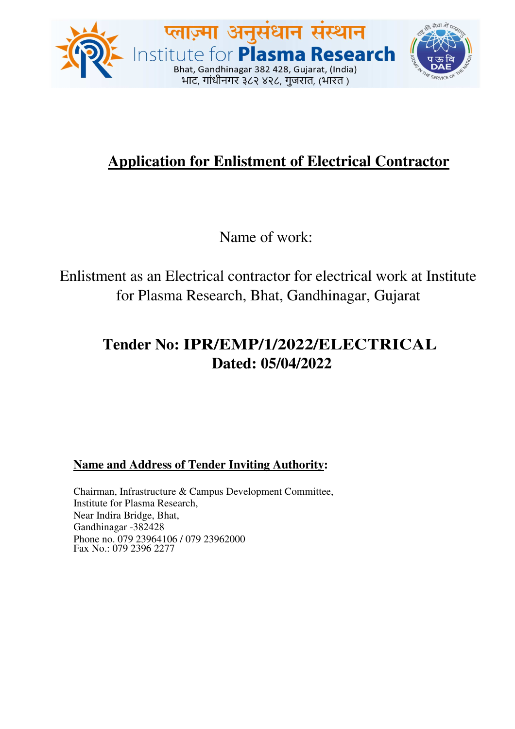प्लाज़्मा अनुसंधान संस्थान

Institute for **Plasma Research**

Bhat, Gandhinagar 382 428, Gujarat, (India)

भाट, गांधीनगर ३८२ ४२८, गुजरात, (भारत )

# Application for Enlistment of Electrical Contractor

Name of work:

Enlistment as an Electrical contractor for electrical work at Institute for Plasma Research, Bhat, Gandhinagar, Gujarat

## Tender No: IPR/EMP/1/2022/ELECTRICAL
## Dated: 05/04/2022

**Name and Address of Tender Inviting Authority:**

Chairman, Infrastructure & Campus Development Committee,
Institute for Plasma Research,
Near Indira Bridge, Bhat,
Gandhinagar -382428
Phone no. 079 23964106 / 079 23962000
Fax No.: 079 2396 2277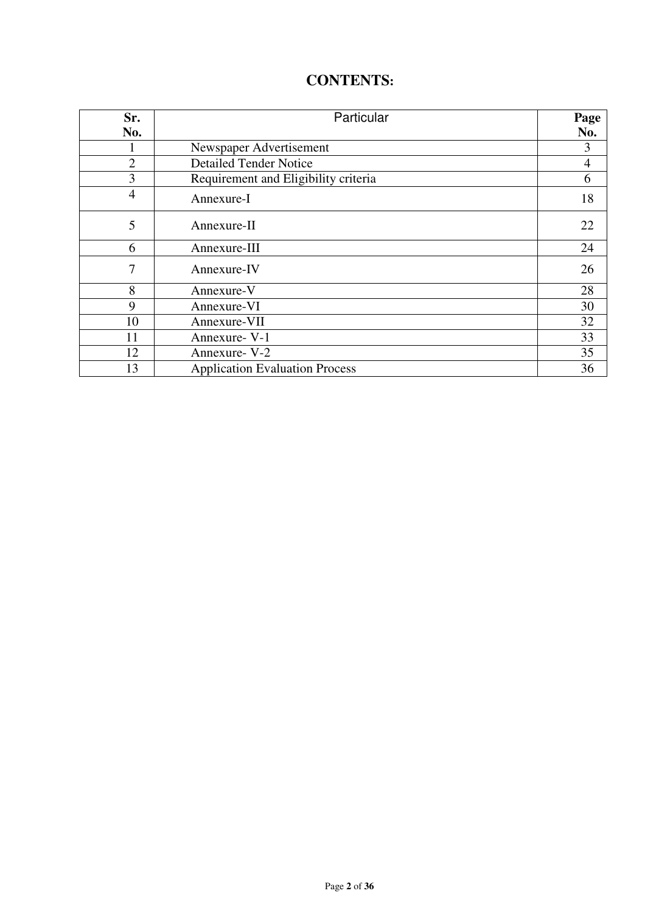# CONTENTS:

| Sr. No. | Particular | Page No. |
|---|---|---|
| 1 | Newspaper Advertisement | 3 |
| 2 | Detailed Tender Notice | 4 |
| 3 | Requirement and Eligibility criteria | 6 |
| 4 | Annexure-I | 18 |
| 5 | Annexure-II | 22 |
| 6 | Annexure-III | 24 |
| 7 | Annexure-IV | 26 |
| 8 | Annexure-V | 28 |
| 9 | Annexure-VI | 30 |
| 10 | Annexure-VII | 32 |
| 11 | Annexure- V-1 | 33 |
| 12 | Annexure- V-2 | 35 |
| 13 | Application Evaluation Process | 36 |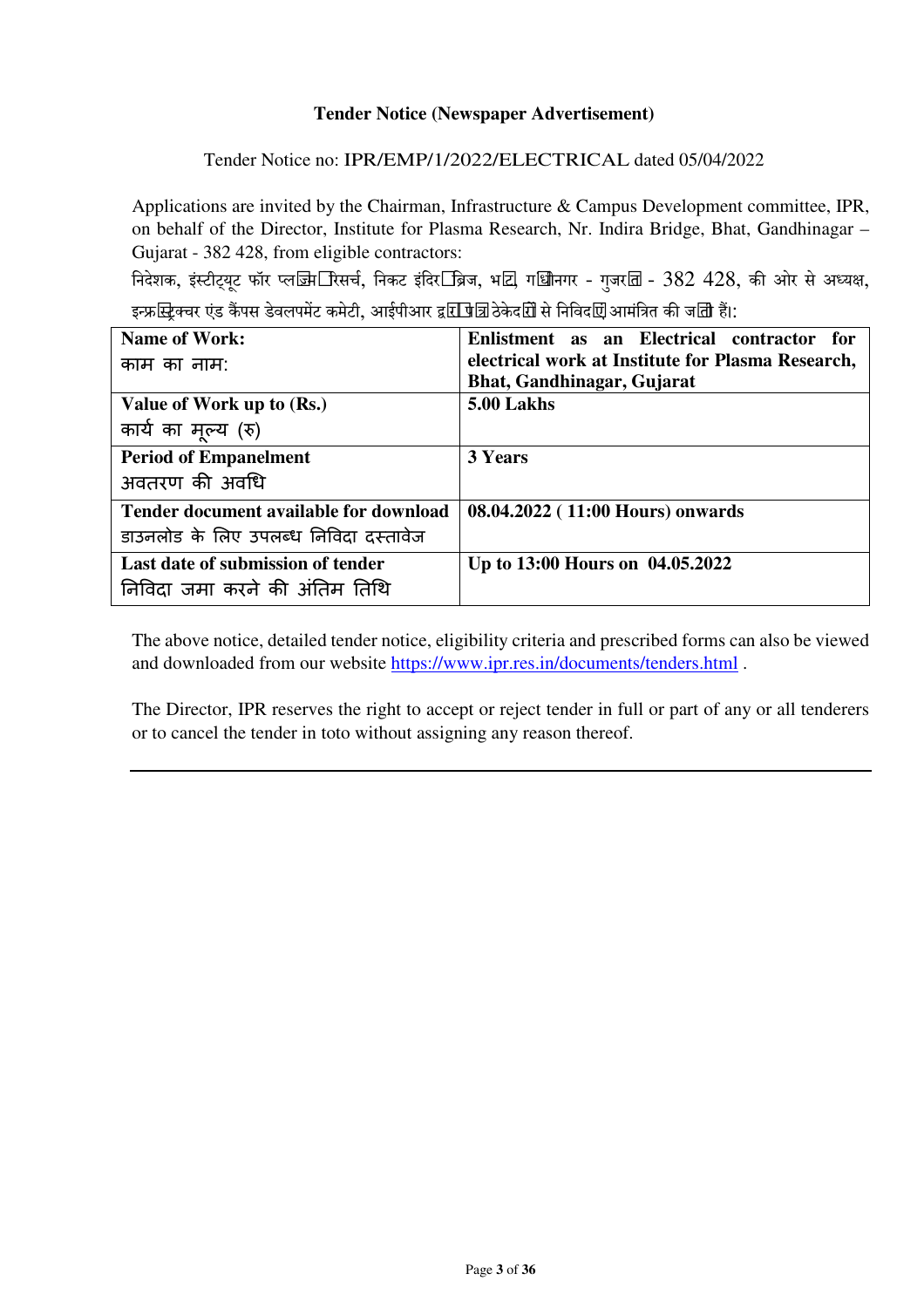**Tender Notice (Newspaper Advertisement)**

Tender Notice no: IPR/EMP/1/2022/ELECTRICAL dated 05/04/2022

Applications are invited by the Chairman, Infrastructure & Campus Development committee, IPR, on behalf of the Director, Institute for Plasma Research, Nr. Indira Bridge, Bhat, Gandhinagar – Gujarat - 382 428, from eligible contractors:

निदेशक, इंस्टीट्यूट फॉर प्लाज्मा रिसर्च, निकट इंदिरा ब्रिज, भाट, गांधीनगर - गुजरात - 382 428, की ओर से अध्यक्ष, इन्फ्रास्ट्रक्चर एंड कैंपस डेवलपमेंट कमेटी, आईपीआर द्वारा पात्र ठेकेदारों से निविदाएं आमंत्रित की जाती हैं।:

| | |
|---|---|
| **Name of Work:**<br>काम का नाम: | **Enlistment as an Electrical contractor for electrical work at Institute for Plasma Research, Bhat, Gandhinagar, Gujarat** |
| **Value of Work up to (Rs.)**<br>कार्य का मूल्य (रु) | **5.00 Lakhs** |
| **Period of Empanelment**<br>अवतरण की अवधि | **3 Years** |
| **Tender document available for download**<br>डाउनलोड के लिए उपलब्ध निविदा दस्तावेज | **08.04.2022 ( 11:00 Hours) onwards** |
| **Last date of submission of tender**<br>निविदा जमा करने की अंतिम तिथि | **Up to 13:00 Hours on 04.05.2022** |

The above notice, detailed tender notice, eligibility criteria and prescribed forms can also be viewed and downloaded from our website https://www.ipr.res.in/documents/tenders.html .

The Director, IPR reserves the right to accept or reject tender in full or part of any or all tenderers or to cancel the tender in toto without assigning any reason thereof.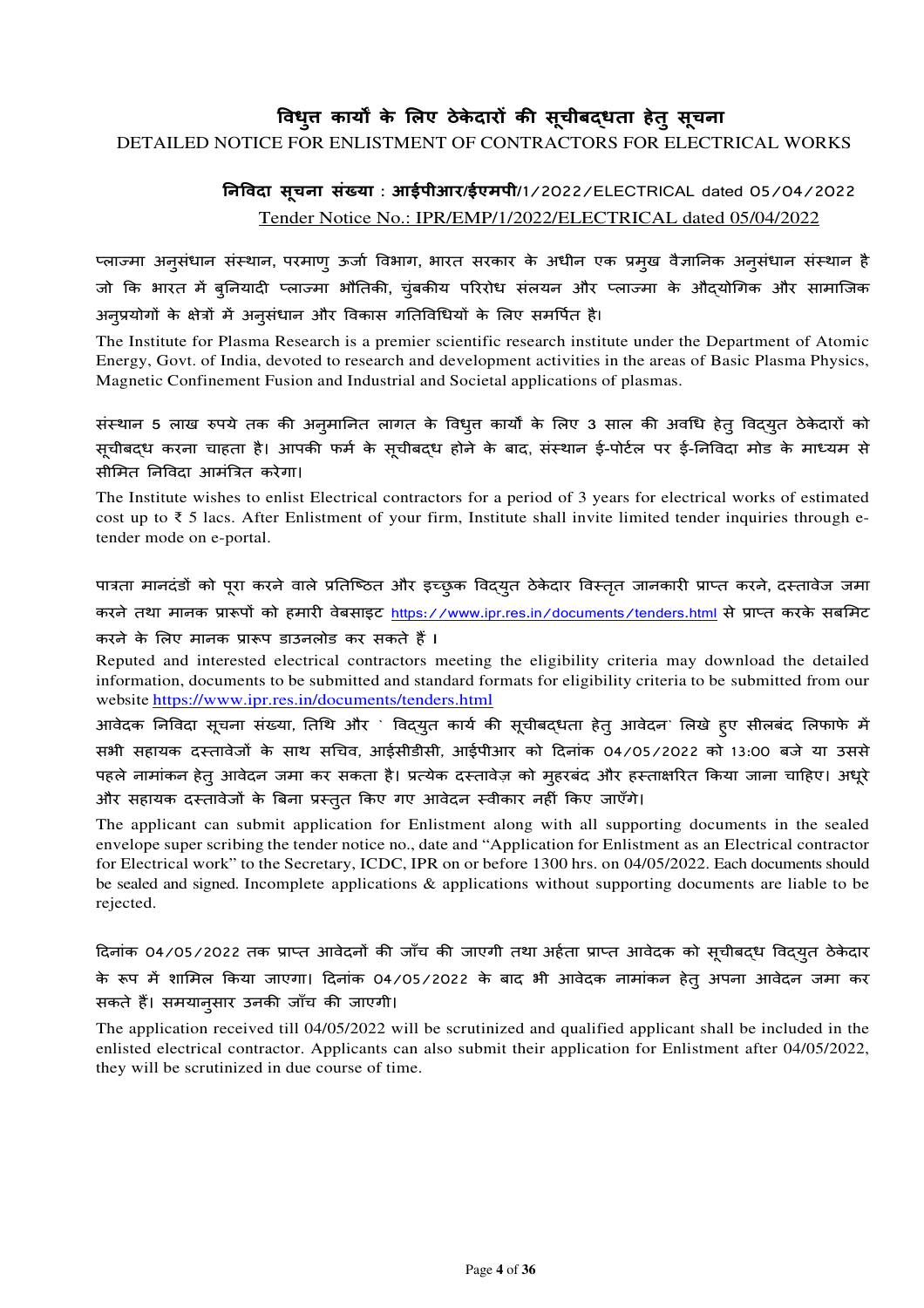# विधुत्त कार्यों के लिए ठेकेदारों की सूचीबद्धता हेतु सूचना

DETAILED NOTICE FOR ENLISTMENT OF CONTRACTORS FOR ELECTRICAL WORKS

**निविदा सूचना संख्या : आईपीआर/ईएमपी/**1/2022/ELECTRICAL dated 05/04/2022

Tender Notice No.: IPR/EMP/1/2022/ELECTRICAL dated 05/04/2022

प्लाज्मा अनुसंधान संस्थान, परमाणु ऊर्जा विभाग, भारत सरकार के अधीन एक प्रमुख वैज्ञानिक अनुसंधान संस्थान है जो कि भारत में बुनियादी प्लाज्मा भौतिकी, चुंबकीय परिरोध संलयन और प्लाज्मा के औद्योगिक और सामाजिक अनुप्रयोगों के क्षेत्रों में अनुसंधान और विकास गतिविधियों के लिए समर्पित है।

The Institute for Plasma Research is a premier scientific research institute under the Department of Atomic Energy, Govt. of India, devoted to research and development activities in the areas of Basic Plasma Physics, Magnetic Confinement Fusion and Industrial and Societal applications of plasmas.

संस्थान 5 लाख रुपये तक की अनुमानित लागत के विधुत्त कार्यों के लिए 3 साल की अवधि हेतु विद्युत ठेकेदारों को सूचीबद्ध करना चाहता है। आपकी फर्म के सूचीबद्ध होने के बाद, संस्थान ई-पोर्टल पर ई-निविदा मोड के माध्यम से सीमित निविदा आमंत्रित करेगा।

The Institute wishes to enlist Electrical contractors for a period of 3 years for electrical works of estimated cost up to ₹ 5 lacs. After Enlistment of your firm, Institute shall invite limited tender inquiries through e-tender mode on e-portal.

पात्रता मानदंडों को पूरा करने वाले प्रतिष्ठित और इच्छुक विद्युत ठेकेदार विस्तृत जानकारी प्राप्त करने, दस्तावेज जमा करने तथा मानक प्रारूपों को हमारी वेबसाइट https://www.ipr.res.in/documents/tenders.html से प्राप्त करके सबमिट करने के लिए मानक प्रारूप डाउनलोड कर सकते हैं ।

Reputed and interested electrical contractors meeting the eligibility criteria may download the detailed information, documents to be submitted and standard formats for eligibility criteria to be submitted from our website https://www.ipr.res.in/documents/tenders.html

आवेदक निविदा सूचना संख्या, तिथि और ` विद्युत कार्य की सूचीबद्धता हेतु आवेदन` लिखे हुए सीलबंद लिफाफे में सभी सहायक दस्तावेजों के साथ सचिव, आईसीडीसी, आईपीआर को दिनांक 04/05/2022 को 13:00 बजे या उससे पहले नामांकन हेतु आवेदन जमा कर सकता है। प्रत्येक दस्तावेज़ को मुहरबंद और हस्ताक्षरित किया जाना चाहिए। अधूरे और सहायक दस्तावेजों के बिना प्रस्तुत किए गए आवेदन स्वीकार नहीं किए जाएँगे।

The applicant can submit application for Enlistment along with all supporting documents in the sealed envelope super scribing the tender notice no., date and "Application for Enlistment as an Electrical contractor for Electrical work" to the Secretary, ICDC, IPR on or before 1300 hrs. on 04/05/2022. Each documents should be sealed and signed. Incomplete applications & applications without supporting documents are liable to be rejected.

दिनांक 04/05/2022 तक प्राप्त आवेदनों की जाँच की जाएगी तथा अर्हता प्राप्त आवेदक को सूचीबद्ध विद्युत ठेकेदार के रूप में शामिल किया जाएगा। दिनांक 04/05/2022 के बाद भी आवेदक नामांकन हेतु अपना आवेदन जमा कर सकते हैं। समयानुसार उनकी जाँच की जाएगी।

The application received till 04/05/2022 will be scrutinized and qualified applicant shall be included in the enlisted electrical contractor. Applicants can also submit their application for Enlistment after 04/05/2022, they will be scrutinized in due course of time.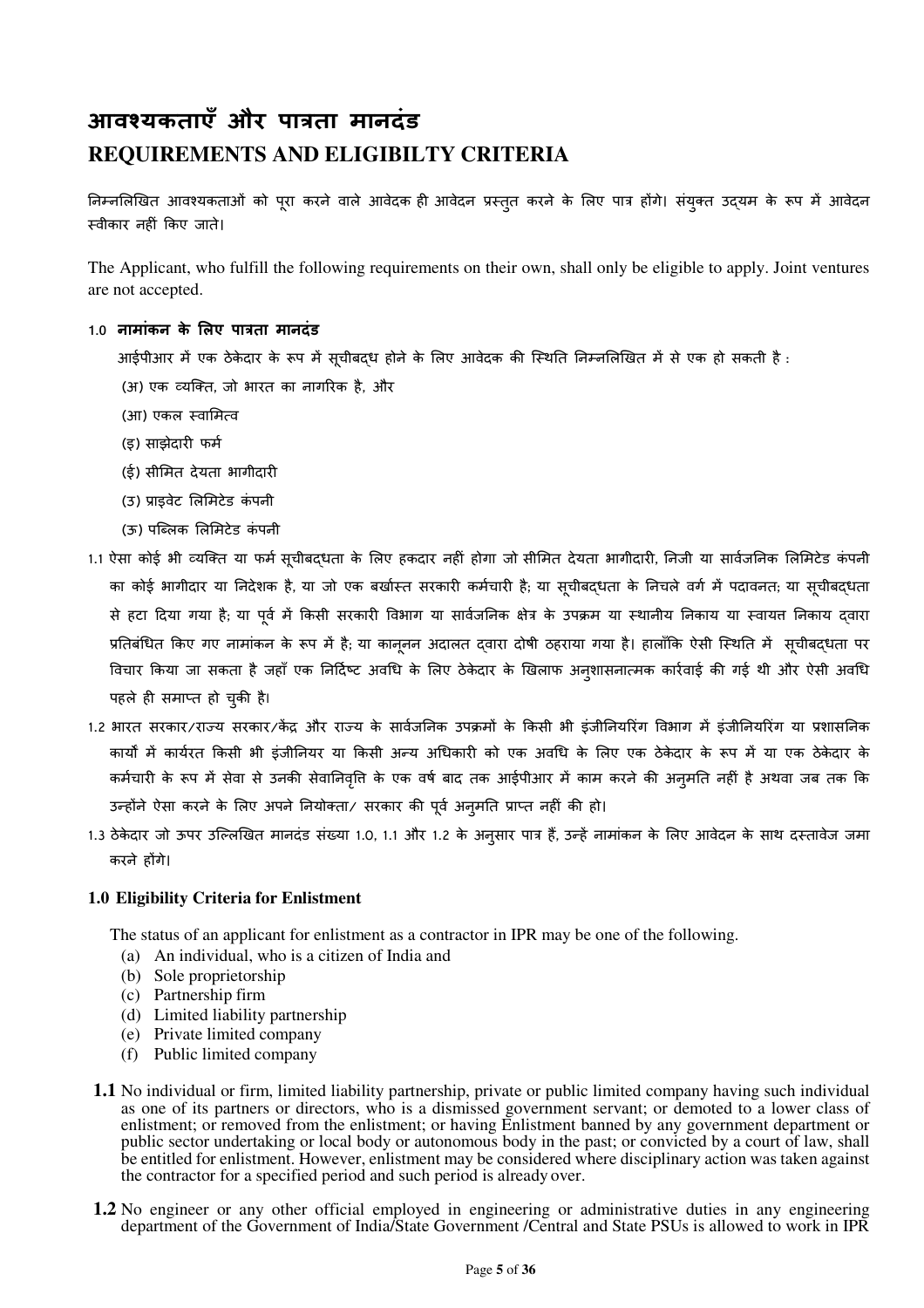# आवश्यकताएँ और पात्रता मानदंड
# REQUIREMENTS AND ELIGIBILTY CRITERIA

निम्नलिखित आवश्यकताओं को पूरा करने वाले आवेदक ही आवेदन प्रस्तुत करने के लिए पात्र होंगे। संयुक्त उद्यम के रूप में आवेदन स्वीकार नहीं किए जाते।

The Applicant, who fulfill the following requirements on their own, shall only be eligible to apply. Joint ventures are not accepted.

### 1.0 नामांकन के लिए पात्रता मानदंड

आईपीआर में एक ठेकेदार के रूप में सूचीबद्ध होने के लिए आवेदक की स्थिति निम्नलिखित में से एक हो सकती है :

(अ) एक व्यक्ति, जो भारत का नागरिक है, और

(आ) एकल स्वामित्व

(इ) साझेदारी फर्म

(ई) सीमित देयता भागीदारी

(उ) प्राइवेट लिमिटेड कंपनी

(ऊ) पब्लिक लिमिटेड कंपनी

1.1 ऐसा कोई भी व्यक्ति या फर्म सूचीबद्धता के लिए हकदार नहीं होगा जो सीमित देयता भागीदारी, निजी या सार्वजनिक लिमिटेड कंपनी का कोई भागीदार या निदेशक है, या जो एक बर्खास्त सरकारी कर्मचारी है; या सूचीबद्धता के निचले वर्ग में पदावनत; या सूचीबद्धता से हटा दिया गया है; या पूर्व में किसी सरकारी विभाग या सार्वजनिक क्षेत्र के उपक्रम या स्थानीय निकाय या स्वायत्त निकाय द्वारा प्रतिबंधित किए गए नामांकन के रूप में है; या कानूनन अदालत द्वारा दोषी ठहराया गया है। हालाँकि ऐसी स्थिति में सूचीबद्धता पर विचार किया जा सकता है जहाँ एक निर्दिष्ट अवधि के लिए ठेकेदार के खिलाफ अनुशासनात्मक कार्रवाई की गई थी और ऐसी अवधि पहले ही समाप्त हो चुकी है।

1.2 भारत सरकार/राज्य सरकार/केंद्र और राज्य के सार्वजनिक उपक्रमों के किसी भी इंजीनियरिंग विभाग में इंजीनियरिंग या प्रशासनिक कार्यों में कार्यरत किसी भी इंजीनियर या किसी अन्य अधिकारी को एक अवधि के लिए एक ठेकेदार के रूप में या एक ठेकेदार के कर्मचारी के रूप में सेवा से उनकी सेवानिवृत्ति के एक वर्ष बाद तक आईपीआर में काम करने की अनुमति नहीं है अथवा जब तक कि उन्होंने ऐसा करने के लिए अपने नियोक्ता/ सरकार की पूर्व अनुमति प्राप्त नहीं की हो।

1.3 ठेकेदार जो ऊपर उल्लिखित मानदंड संख्या 1.0, 1.1 और 1.2 के अनुसार पात्र हैं, उन्हें नामांकन के लिए आवेदन के साथ दस्तावेज जमा करने होंगे।

### 1.0 Eligibility Criteria for Enlistment

The status of an applicant for enlistment as a contractor in IPR may be one of the following.

(a) An individual, who is a citizen of India and
(b) Sole proprietorship
(c) Partnership firm
(d) Limited liability partnership
(e) Private limited company
(f) Public limited company

**1.1** No individual or firm, limited liability partnership, private or public limited company having such individual as one of its partners or directors, who is a dismissed government servant; or demoted to a lower class of enlistment; or removed from the enlistment; or having Enlistment banned by any government department or public sector undertaking or local body or autonomous body in the past; or convicted by a court of law, shall be entitled for enlistment. However, enlistment may be considered where disciplinary action was taken against the contractor for a specified period and such period is already over.

**1.2** No engineer or any other official employed in engineering or administrative duties in any engineering department of the Government of India/State Government /Central and State PSUs is allowed to work in IPR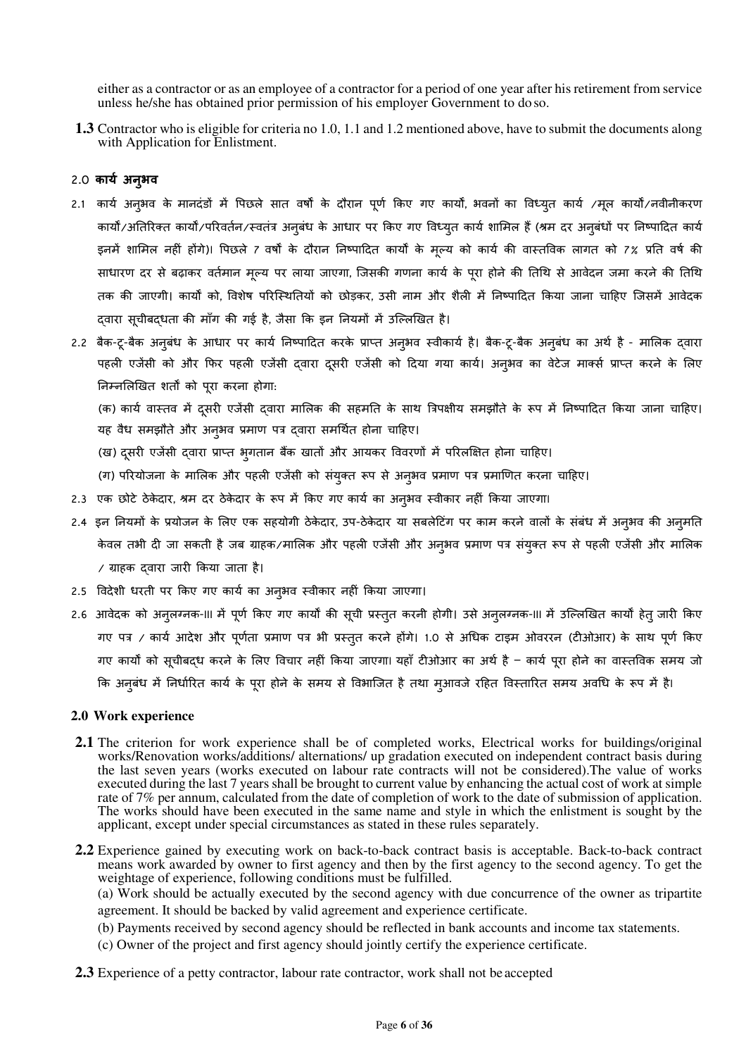either as a contractor or as an employee of a contractor for a period of one year after his retirement from service unless he/she has obtained prior permission of his employer Government to do so.

**1.3** Contractor who is eligible for criteria no 1.0, 1.1 and 1.2 mentioned above, have to submit the documents along with Application for Enlistment.

## 2.0 **कार्य अनुभव**

2.1 कार्य अनुभव के मानदंडों में पिछले सात वर्षों के दौरान पूर्ण किए गए कार्यों, भवनों का विद्युत कार्य /मूल कार्यों/नवीनीकरण कार्यों/अतिरिक्त कार्यों/परिवर्तन/स्वतंत्र अनुबंध के आधार पर किए गए विद्युत कार्य शामिल हैं (श्रम दर अनुबंधों पर निष्पादित कार्य इनमें शामिल नहीं होंगे)। पिछले 7 वर्षों के दौरान निष्पादित कार्यों के मूल्य को कार्य की वास्तविक लागत को 7% प्रति वर्ष की साधारण दर से बढ़ाकर वर्तमान मूल्य पर लाया जाएगा, जिसकी गणना कार्य के पूरा होने की तिथि से आवेदन जमा करने की तिथि तक की जाएगी। कार्यों को, विशेष परिस्थितियों को छोड़कर, उसी नाम और शैली में निष्पादित किया जाना चाहिए जिसमें आवेदक द्वारा सूचीबद्धता की माँग की गई है, जैसा कि इन नियमों में उल्लिखित है।

2.2 बैक-टू-बैक अनुबंध के आधार पर कार्य निष्पादित करके प्राप्त अनुभव स्वीकार्य है। बैक-टू-बैक अनुबंध का अर्थ है - मालिक द्वारा पहली एजेंसी को और फिर पहली एजेंसी द्वारा दूसरी एजेंसी को दिया गया कार्य। अनुभव का वेटेज मार्क्स प्राप्त करने के लिए निम्नलिखित शर्तों को पूरा करना होगा:

(क) कार्य वास्तव में दूसरी एजेंसी द्वारा मालिक की सहमति के साथ त्रिपक्षीय समझौते के रूप में निष्पादित किया जाना चाहिए। यह वैध समझौते और अनुभव प्रमाण पत्र द्वारा समर्थित होना चाहिए।

(ख) दूसरी एजेंसी द्वारा प्राप्त भुगतान बैंक खातों और आयकर विवरणों में परिलक्षित होना चाहिए।

(ग) परियोजना के मालिक और पहली एजेंसी को संयुक्त रूप से अनुभव प्रमाण पत्र प्रमाणित करना चाहिए।

2.3 एक छोटे ठेकेदार, श्रम दर ठेकेदार के रूप में किए गए कार्य का अनुभव स्वीकार नहीं किया जाएगा।

2.4 इन नियमों के प्रयोजन के लिए एक सहयोगी ठेकेदार, उप-ठेकेदार या सबलेटिंग पर काम करने वालों के संबंध में अनुभव की अनुमति केवल तभी दी जा सकती है जब ग्राहक/मालिक और पहली एजेंसी और अनुभव प्रमाण पत्र संयुक्त रूप से पहली एजेंसी और मालिक / ग्राहक द्वारा जारी किया जाता है।

2.5 विदेशी धरती पर किए गए कार्य का अनुभव स्वीकार नहीं किया जाएगा।

2.6 आवेदक को अनुलग्नक-III में पूर्ण किए गए कार्यों की सूची प्रस्तुत करनी होगी। उसे अनुलग्नक-III में उल्लिखित कार्यों हेतु जारी किए गए पत्र / कार्य आदेश और पूर्णता प्रमाण पत्र भी प्रस्तुत करने होंगे। 1.0 से अधिक टाइम ओवररन (टीओआर) के साथ पूर्ण किए गए कार्यों को सूचीबद्ध करने के लिए विचार नहीं किया जाएगा। यहाँ टीओआर का अर्थ है – कार्य पूरा होने का वास्तविक समय जो कि अनुबंध में निर्धारित कार्य के पूरा होने के समय से विभाजित है तथा मुआवजे रहित विस्तारित समय अवधि के रूप में है।

## 2.0 Work experience

**2.1** The criterion for work experience shall be of completed works, Electrical works for buildings/original works/Renovation works/additions/ alternations/ up gradation executed on independent contract basis during the last seven years (works executed on labour rate contracts will not be considered).The value of works executed during the last 7 years shall be brought to current value by enhancing the actual cost of work at simple rate of 7% per annum, calculated from the date of completion of work to the date of submission of application. The works should have been executed in the same name and style in which the enlistment is sought by the applicant, except under special circumstances as stated in these rules separately.

**2.2** Experience gained by executing work on back-to-back contract basis is acceptable. Back-to-back contract means work awarded by owner to first agency and then by the first agency to the second agency. To get the weightage of experience, following conditions must be fulfilled.

(a) Work should be actually executed by the second agency with due concurrence of the owner as tripartite agreement. It should be backed by valid agreement and experience certificate.

(b) Payments received by second agency should be reflected in bank accounts and income tax statements.

(c) Owner of the project and first agency should jointly certify the experience certificate.

**2.3** Experience of a petty contractor, labour rate contractor, work shall not be accepted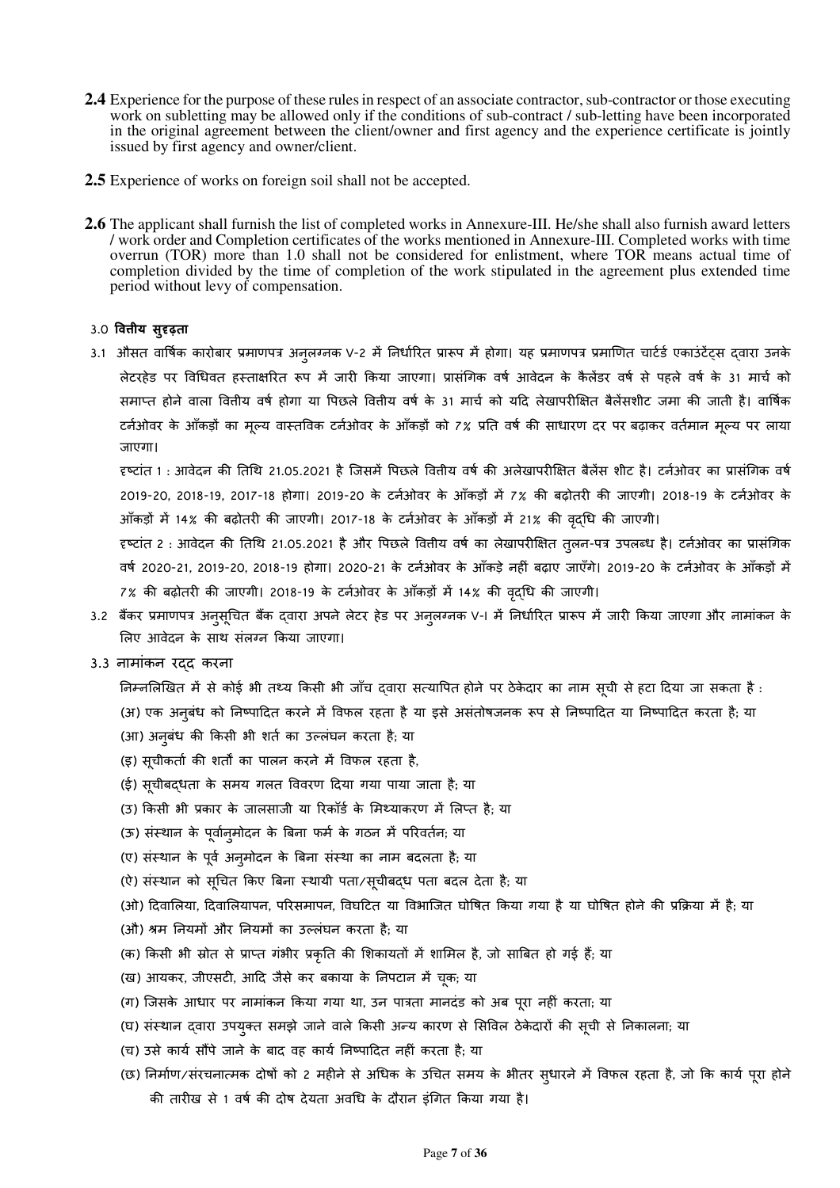**2.4** Experience for the purpose of these rules in respect of an associate contractor, sub-contractor or those executing work on subletting may be allowed only if the conditions of sub-contract / sub-letting have been incorporated in the original agreement between the client/owner and first agency and the experience certificate is jointly issued by first agency and owner/client.

**2.5** Experience of works on foreign soil shall not be accepted.

**2.6** The applicant shall furnish the list of completed works in Annexure-III. He/she shall also furnish award letters / work order and Completion certificates of the works mentioned in Annexure-III. Completed works with time overrun (TOR) more than 1.0 shall not be considered for enlistment, where TOR means actual time of completion divided by the time of completion of the work stipulated in the agreement plus extended time period without levy of compensation.

3.0 **वित्तीय सुदृढ़ता**

3.1 औसत वार्षिक कारोबार प्रमाणपत्र अनुलग्नक V-2 में निर्धारित प्रारूप में होगा। यह प्रमाणपत्र प्रमाणित चार्टर्ड एकाउंटेंट्स द्वारा उनके लेटरहेड पर विधिवत हस्ताक्षरित रूप में जारी किया जाएगा। प्रासंगिक वर्ष आवेदन के कैलेंडर वर्ष से पहले वर्ष के 31 मार्च को समाप्त होने वाला वित्तीय वर्ष होगा या पिछले वित्तीय वर्ष के 31 मार्च को यदि लेखापरीक्षित बैलेंसशीट जमा की जाती है। वार्षिक टर्नओवर के आँकड़ों का मूल्य वास्तविक टर्नओवर के आँकड़ों को 7% प्रति वर्ष की साधारण दर पर बढ़ाकर वर्तमान मूल्य पर लाया जाएगा।

दृष्टांत 1 : आवेदन की तिथि 21.05.2021 है जिसमें पिछले वित्तीय वर्ष की अलेखापरीक्षित बैलेंस शीट है। टर्नओवर का प्रासंगिक वर्ष 2019-20, 2018-19, 2017-18 होगा। 2019-20 के टर्नओवर के आँकड़ों में 7% की बढ़ोतरी की जाएगी। 2018-19 के टर्नओवर के आँकड़ों में 14% की बढ़ोतरी की जाएगी। 2017-18 के टर्नओवर के आँकड़ों में 21% की वृद्धि की जाएगी।

दृष्टांत 2 : आवेदन की तिथि 21.05.2021 है और पिछले वित्तीय वर्ष का लेखापरीक्षित तुलन-पत्र उपलब्ध है। टर्नओवर का प्रासंगिक वर्ष 2020-21, 2019-20, 2018-19 होगा। 2020-21 के टर्नओवर के आँकड़े नहीं बढ़ाए जाएँगे। 2019-20 के टर्नओवर के आँकड़ों में 7% की बढ़ोतरी की जाएगी। 2018-19 के टर्नओवर के आँकड़ों में 14% की वृद्धि की जाएगी।

3.2 बैंकर प्रमाणपत्र अनुसूचित बैंक द्वारा अपने लेटर हेड पर अनुलग्नक V-1 में निर्धारित प्रारूप में जारी किया जाएगा और नामांकन के लिए आवेदन के साथ संलग्न किया जाएगा।

3.3 नामांकन रद्द करना

निम्नलिखित में से कोई भी तथ्य किसी भी जाँच द्वारा सत्यापित होने पर ठेकेदार का नाम सूची से हटा दिया जा सकता है :

(अ) एक अनुबंध को निष्पादित करने में विफल रहता है या इसे असंतोषजनक रूप से निष्पादित या निष्पादित करता है; या

(आ) अनुबंध की किसी भी शर्त का उल्लंघन करता है; या

(इ) सूचीकर्ता की शर्तों का पालन करने में विफल रहता है,

(ई) सूचीबद्धता के समय गलत विवरण दिया गया पाया जाता है; या

(उ) किसी भी प्रकार के जालसाजी या रिकॉर्ड के मिथ्याकरण में लिप्त है; या

(ऊ) संस्थान के पूर्वानुमोदन के बिना फर्म के गठन में परिवर्तन; या

(ए) संस्थान के पूर्व अनुमोदन के बिना संस्था का नाम बदलता है; या

(ऐ) संस्थान को सूचित किए बिना स्थायी पता/सूचीबद्ध पता बदल देता है; या

(ओ) दिवालिया, दिवालियापन, परिसमापन, विघटित या विभाजित घोषित किया गया है या घोषित होने की प्रक्रिया में है; या

(औ) श्रम नियमों और नियमों का उल्लंघन करता है; या

(क) किसी भी स्रोत से प्राप्त गंभीर प्रकृति की शिकायतों में शामिल है, जो साबित हो गई हैं; या

(ख) आयकर, जीएसटी, आदि जैसे कर बकाया के निपटान में चूक; या

(ग) जिसके आधार पर नामांकन किया गया था, उन पात्रता मानदंड को अब पूरा नहीं करता; या

(घ) संस्थान द्वारा उपयुक्त समझे जाने वाले किसी अन्य कारण से सिविल ठेकेदारों की सूची से निकालना; या

(च) उसे कार्य सौंपे जाने के बाद वह कार्य निष्पादित नहीं करता है; या

(छ) निर्माण/संरचनात्मक दोषों को 2 महीने से अधिक के उचित समय के भीतर सुधारने में विफल रहता है, जो कि कार्य पूरा होने की तारीख से 1 वर्ष की दोष देयता अवधि के दौरान इंगित किया गया है।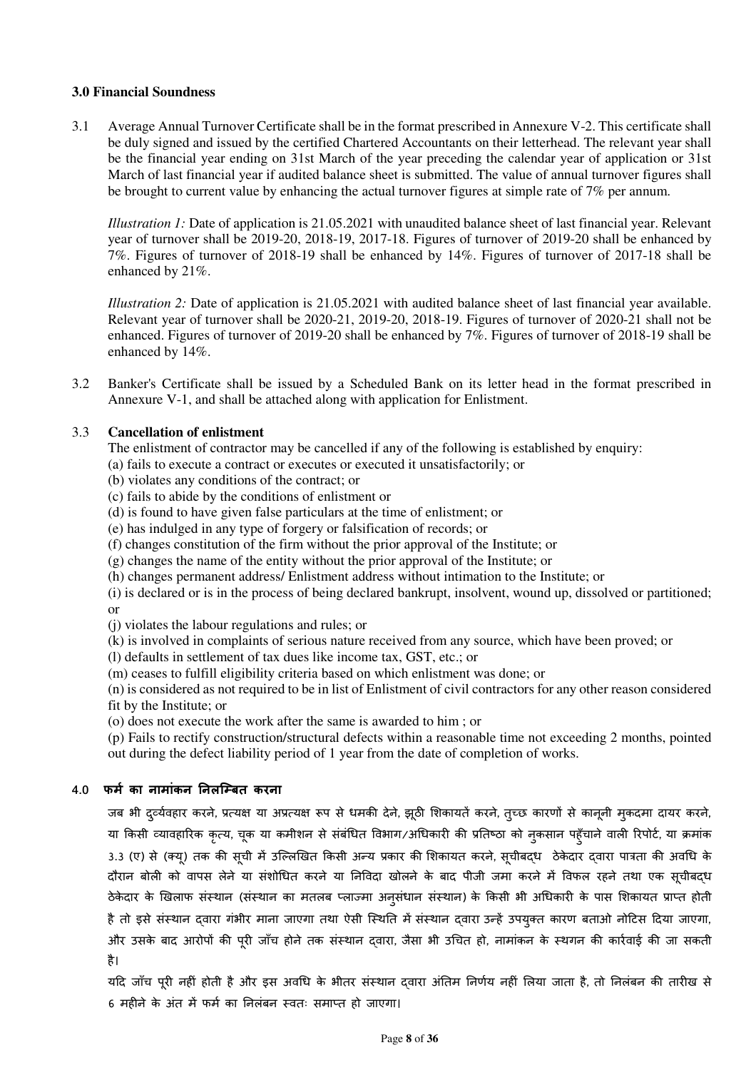### 3.0 Financial Soundness

3.1 Average Annual Turnover Certificate shall be in the format prescribed in Annexure V-2. This certificate shall be duly signed and issued by the certified Chartered Accountants on their letterhead. The relevant year shall be the financial year ending on 31st March of the year preceding the calendar year of application or 31st March of last financial year if audited balance sheet is submitted. The value of annual turnover figures shall be brought to current value by enhancing the actual turnover figures at simple rate of 7% per annum.

*Illustration 1:* Date of application is 21.05.2021 with unaudited balance sheet of last financial year. Relevant year of turnover shall be 2019-20, 2018-19, 2017-18. Figures of turnover of 2019-20 shall be enhanced by 7%. Figures of turnover of 2018-19 shall be enhanced by 14%. Figures of turnover of 2017-18 shall be enhanced by 21%.

*Illustration 2:* Date of application is 21.05.2021 with audited balance sheet of last financial year available. Relevant year of turnover shall be 2020-21, 2019-20, 2018-19. Figures of turnover of 2020-21 shall not be enhanced. Figures of turnover of 2019-20 shall be enhanced by 7%. Figures of turnover of 2018-19 shall be enhanced by 14%.

3.2 Banker's Certificate shall be issued by a Scheduled Bank on its letter head in the format prescribed in Annexure V-1, and shall be attached along with application for Enlistment.

3.3 **Cancellation of enlistment**

The enlistment of contractor may be cancelled if any of the following is established by enquiry:

(a) fails to execute a contract or executes or executed it unsatisfactorily; or
(b) violates any conditions of the contract; or
(c) fails to abide by the conditions of enlistment or
(d) is found to have given false particulars at the time of enlistment; or
(e) has indulged in any type of forgery or falsification of records; or
(f) changes constitution of the firm without the prior approval of the Institute; or
(g) changes the name of the entity without the prior approval of the Institute; or
(h) changes permanent address/ Enlistment address without intimation to the Institute; or
(i) is declared or is in the process of being declared bankrupt, insolvent, wound up, dissolved or partitioned; or
(j) violates the labour regulations and rules; or
(k) is involved in complaints of serious nature received from any source, which have been proved; or
(l) defaults in settlement of tax dues like income tax, GST, etc.; or
(m) ceases to fulfill eligibility criteria based on which enlistment was done; or
(n) is considered as not required to be in list of Enlistment of civil contractors for any other reason considered fit by the Institute; or
(o) does not execute the work after the same is awarded to him ; or
(p) Fails to rectify construction/structural defects within a reasonable time not exceeding 2 months, pointed out during the defect liability period of 1 year from the date of completion of works.

### 4.0 फर्म का नामांकन निलम्बित करना

जब भी दुर्व्यवहार करने, प्रत्यक्ष या अप्रत्यक्ष रूप से धमकी देने, झूठी शिकायतें करने, तुच्छ कारणों से कानूनी मुकदमा दायर करने, या किसी व्यावहारिक कृत्य, चूक या कमीशन से संबंधित विभाग/अधिकारी की प्रतिष्ठा को नुकसान पहुँचाने वाली रिपोर्ट, या क्रमांक 3.3 (ए) से (क्यू) तक की सूची में उल्लिखित किसी अन्य प्रकार की शिकायत करने, सूचीबद्ध ठेकेदार द्वारा पात्रता की अवधि के दौरान बोली को वापस लेने या संशोधित करने या निविदा खोलने के बाद पीजी जमा करने में विफल रहने तथा एक सूचीबद्ध ठेकेदार के खिलाफ संस्थान (संस्थान का मतलब प्लाज्मा अनुसंधान संस्थान) के किसी भी अधिकारी के पास शिकायत प्राप्त होती है तो इसे संस्थान द्वारा गंभीर माना जाएगा तथा ऐसी स्थिति में संस्थान द्वारा उन्हें उपयुक्त कारण बताओ नोटिस दिया जाएगा, और उसके बाद आरोपों की पूरी जाँच होने तक संस्थान द्वारा, जैसा भी उचित हो, नामांकन के स्थगन की कार्रवाई की जा सकती है।

यदि जाँच पूरी नहीं होती है और इस अवधि के भीतर संस्थान द्वारा अंतिम निर्णय नहीं लिया जाता है, तो निलंबन की तारीख से 6 महीने के अंत में फर्म का निलंबन स्वतः समाप्त हो जाएगा।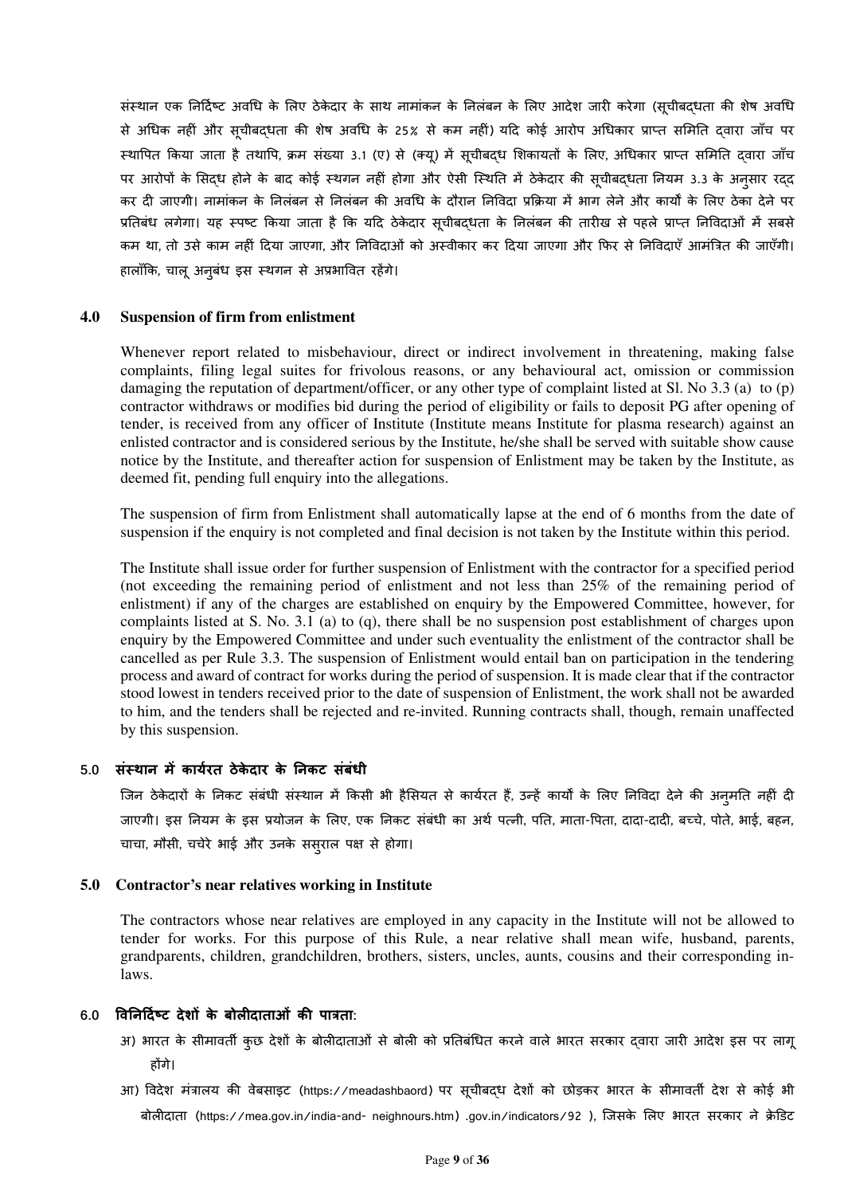संस्थान एक निर्दिष्ट अवधि के लिए ठेकेदार के साथ नामांकन के निलंबन के लिए आदेश जारी करेगा (सूचीबद्धता की शेष अवधि से अधिक नहीं और सूचीबद्धता की शेष अवधि के 25% से कम नहीं) यदि कोई आरोप अधिकार प्राप्त समिति द्वारा जाँच पर स्थापित किया जाता है तथापि, क्रम संख्या 3.1 (ए) से (क्यू) में सूचीबद्ध शिकायतों के लिए, अधिकार प्राप्त समिति द्वारा जाँच पर आरोपों के सिद्ध होने के बाद कोई स्थगन नहीं होगा और ऐसी स्थिति में ठेकेदार की सूचीबद्धता नियम 3.3 के अनुसार रद्द कर दी जाएगी। नामांकन के निलंबन से निलंबन की अवधि के दौरान निविदा प्रक्रिया में भाग लेने और कार्यों के लिए ठेका देने पर प्रतिबंध लगेगा। यह स्पष्ट किया जाता है कि यदि ठेकेदार सूचीबद्धता के निलंबन की तारीख से पहले प्राप्त निविदाओं में सबसे कम था, तो उसे काम नहीं दिया जाएगा, और निविदाओं को अस्वीकार कर दिया जाएगा और फिर से निविदाएँ आमंत्रित की जाएँगी। हालाँकि, चालू अनुबंध इस स्थगन से अप्रभावित रहेंगे।

## 4.0 Suspension of firm from enlistment

Whenever report related to misbehaviour, direct or indirect involvement in threatening, making false complaints, filing legal suites for frivolous reasons, or any behavioural act, omission or commission damaging the reputation of department/officer, or any other type of complaint listed at Sl. No 3.3 (a) to (p) contractor withdraws or modifies bid during the period of eligibility or fails to deposit PG after opening of tender, is received from any officer of Institute (Institute means Institute for plasma research) against an enlisted contractor and is considered serious by the Institute, he/she shall be served with suitable show cause notice by the Institute, and thereafter action for suspension of Enlistment may be taken by the Institute, as deemed fit, pending full enquiry into the allegations.

The suspension of firm from Enlistment shall automatically lapse at the end of 6 months from the date of suspension if the enquiry is not completed and final decision is not taken by the Institute within this period.

The Institute shall issue order for further suspension of Enlistment with the contractor for a specified period (not exceeding the remaining period of enlistment and not less than 25% of the remaining period of enlistment) if any of the charges are established on enquiry by the Empowered Committee, however, for complaints listed at S. No. 3.1 (a) to (q), there shall be no suspension post establishment of charges upon enquiry by the Empowered Committee and under such eventuality the enlistment of the contractor shall be cancelled as per Rule 3.3. The suspension of Enlistment would entail ban on participation in the tendering process and award of contract for works during the period of suspension. It is made clear that if the contractor stood lowest in tenders received prior to the date of suspension of Enlistment, the work shall not be awarded to him, and the tenders shall be rejected and re-invited. Running contracts shall, though, remain unaffected by this suspension.

## 5.0 संस्थान में कार्यरत ठेकेदार के निकट संबंधी

जिन ठेकेदारों के निकट संबंधी संस्थान में किसी भी हैसियत से कार्यरत हैं, उन्हें कार्यों के लिए निविदा देने की अनुमति नहीं दी जाएगी। इस नियम के इस प्रयोजन के लिए, एक निकट संबंधी का अर्थ पत्नी, पति, माता-पिता, दादा-दादी, बच्चे, पोते, भाई, बहन, चाचा, मौसी, चचेरे भाई और उनके ससुराल पक्ष से होगा।

## 5.0 Contractor's near relatives working in Institute

The contractors whose near relatives are employed in any capacity in the Institute will not be allowed to tender for works. For this purpose of this Rule, a near relative shall mean wife, husband, parents, grandparents, children, grandchildren, brothers, sisters, uncles, aunts, cousins and their corresponding in-laws.

## 6.0 विनिर्दिष्ट देशों के बोलीदाताओं की पात्रता:

अ) भारत के सीमावर्ती कुछ देशों के बोलीदाताओं से बोली को प्रतिबंधित करने वाले भारत सरकार द्वारा जारी आदेश इस पर लागू होंगे।

आ) विदेश मंत्रालय की वेबसाइट (https://meadashbaord) पर सूचीबद्ध देशों को छोड़कर भारत के सीमावर्ती देश से कोई भी बोलीदाता (https://mea.gov.in/india-and- neighnours.htm) .gov.in/indicators/92 ), जिसके लिए भारत सरकार ने क्रेडिट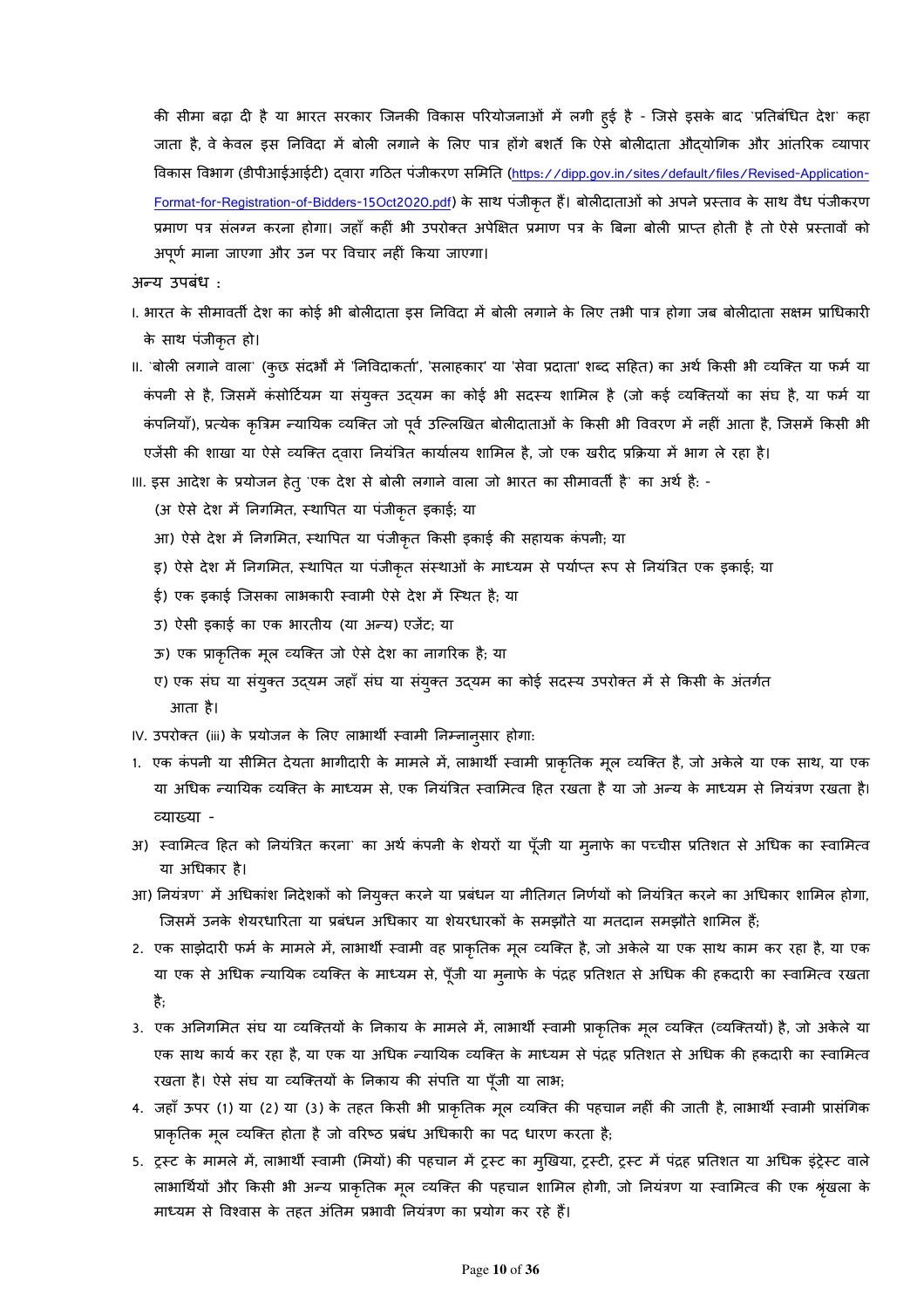की सीमा बढ़ा दी है या भारत सरकार जिनकी विकास परियोजनाओं में लगी हुई है - जिसे इसके बाद `प्रतिबंधित देश` कहा जाता है, वे केवल इस निविदा में बोली लगाने के लिए पात्र होंगे बशर्ते कि ऐसे बोलीदाता औद्योगिक और आंतरिक व्यापार विकास विभाग (डीपीआईआईटी) द्वारा गठित पंजीकरण समिति (https://dipp.gov.in/sites/default/files/Revised-Application-Format-for-Registration-of-Bidders-15Oct2020.pdf) के साथ पंजीकृत हैं। बोलीदाताओं को अपने प्रस्ताव के साथ वैध पंजीकरण प्रमाण पत्र संलग्न करना होगा। जहाँ कहीं भी उपरोक्त अपेक्षित प्रमाण पत्र के बिना बोली प्राप्त होती है तो ऐसे प्रस्तावों को अपूर्ण माना जाएगा और उन पर विचार नहीं किया जाएगा।

अन्य उपबंध :

I. भारत के सीमावर्ती देश का कोई भी बोलीदाता इस निविदा में बोली लगाने के लिए तभी पात्र होगा जब बोलीदाता सक्षम प्राधिकारी के साथ पंजीकृत हो।

II. `बोली लगाने वाला` (कुछ संदर्भों में 'निविदाकर्ता', 'सलाहकार' या 'सेवा प्रदाता' शब्द सहित) का अर्थ किसी भी व्यक्ति या फर्म या कंपनी से है, जिसमें कंसोर्टियम या संयुक्त उद्यम का कोई भी सदस्य शामिल है (जो कई व्यक्तियों का संघ है, या फर्म या कंपनियाँ), प्रत्येक कृत्रिम न्यायिक व्यक्ति जो पूर्व उल्लिखित बोलीदाताओं के किसी भी विवरण में नहीं आता है, जिसमें किसी भी एजेंसी की शाखा या ऐसे व्यक्ति द्वारा नियंत्रित कार्यालय शामिल है, जो एक खरीद प्रक्रिया में भाग ले रहा है।

III. इस आदेश के प्रयोजन हेतु `एक देश से बोली लगाने वाला जो भारत का सीमावर्ती है` का अर्थ है: -

(अ ऐसे देश में निगमित, स्थापित या पंजीकृत इकाई; या

आ) ऐसे देश में निगमित, स्थापित या पंजीकृत किसी इकाई की सहायक कंपनी; या

इ) ऐसे देश में निगमित, स्थापित या पंजीकृत संस्थाओं के माध्यम से पर्याप्त रूप से नियंत्रित एक इकाई; या

ई) एक इकाई जिसका लाभकारी स्वामी ऐसे देश में स्थित है; या

उ) ऐसी इकाई का एक भारतीय (या अन्य) एजेंट; या

ऊ) एक प्राकृतिक मूल व्यक्ति जो ऐसे देश का नागरिक है; या

ए) एक संघ या संयुक्त उद्यम जहाँ संघ या संयुक्त उद्यम का कोई सदस्य उपरोक्त में से किसी के अंतर्गत आता है।

IV. उपरोक्त (iii) के प्रयोजन के लिए लाभार्थी स्वामी निम्नानुसार होगा:

1. एक कंपनी या सीमित देयता भागीदारी के मामले में, लाभार्थी स्वामी प्राकृतिक मूल व्यक्ति है, जो अकेले या एक साथ, या एक या अधिक न्यायिक व्यक्ति के माध्यम से, एक नियंत्रित स्वामित्व हित रखता है या जो अन्य के माध्यम से नियंत्रण रखता है।

व्याख्या -

अ) स्वामित्व हित को नियंत्रित करना` का अर्थ कंपनी के शेयरों या पूँजी या मुनाफे का पच्चीस प्रतिशत से अधिक का स्वामित्व या अधिकार है।

आ) नियंत्रण` में अधिकांश निदेशकों को नियुक्त करने या प्रबंधन या नीतिगत निर्णयों को नियंत्रित करने का अधिकार शामिल होगा, जिसमें उनके शेयरधारिता या प्रबंधन अधिकार या शेयरधारकों के समझौते या मतदान समझौते शामिल हैं;

2. एक साझेदारी फर्म के मामले में, लाभार्थी स्वामी वह प्राकृतिक मूल व्यक्ति है, जो अकेले या एक साथ काम कर रहा है, या एक या एक से अधिक न्यायिक व्यक्ति के माध्यम से, पूँजी या मुनाफे के पंद्रह प्रतिशत से अधिक की हकदारी का स्वामित्व रखता है;

3. एक अनिगमित संघ या व्यक्तियों के निकाय के मामले में, लाभार्थी स्वामी प्राकृतिक मूल व्यक्ति (व्यक्तियों) है, जो अकेले या एक साथ कार्य कर रहा है, या एक या अधिक न्यायिक व्यक्ति के माध्यम से पंद्रह प्रतिशत से अधिक की हकदारी का स्वामित्व रखता है। ऐसे संघ या व्यक्तियों के निकाय की संपत्ति या पूँजी या लाभ;

4. जहाँ ऊपर (1) या (2) या (3) के तहत किसी भी प्राकृतिक मूल व्यक्ति की पहचान नहीं की जाती है, लाभार्थी स्वामी प्रासंगिक प्राकृतिक मूल व्यक्ति होता है जो वरिष्ठ प्रबंध अधिकारी का पद धारण करता है;

5. ट्रस्ट के मामले में, लाभार्थी स्वामी (मियों) की पहचान में ट्रस्ट का मुखिया, ट्रस्टी, ट्रस्ट में पंद्रह प्रतिशत या अधिक इंट्रेस्ट वाले लाभार्थियों और किसी भी अन्य प्राकृतिक मूल व्यक्ति की पहचान शामिल होगी, जो नियंत्रण या स्वामित्व की एक श्रृंखला के माध्यम से विश्वास के तहत अंतिम प्रभावी नियंत्रण का प्रयोग कर रहे हैं।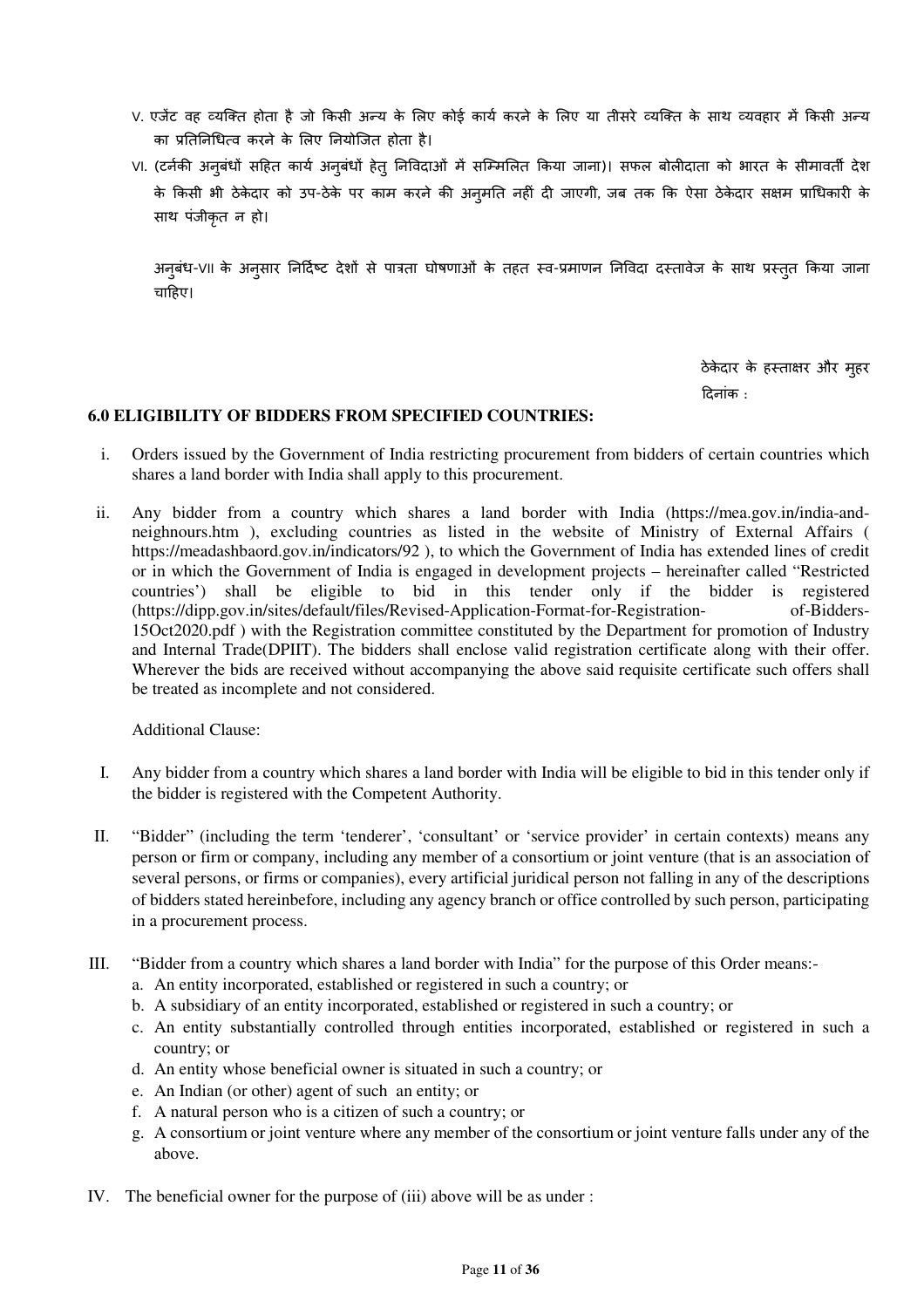V. एजेंट वह व्यक्ति होता है जो किसी अन्य के लिए कोई कार्य करने के लिए या तीसरे व्यक्ति के साथ व्यवहार में किसी अन्य का प्रतिनिधित्व करने के लिए नियोजित होता है।

VI. (टर्नकी अनुबंधों सहित कार्य अनुबंधों हेतु निविदाओं में सम्मिलित किया जाना)। सफल बोलीदाता को भारत के सीमावर्ती देश के किसी भी ठेकेदार को उप-ठेके पर काम करने की अनुमति नहीं दी जाएगी, जब तक कि ऐसा ठेकेदार सक्षम प्राधिकारी के साथ पंजीकृत न हो।

अनुबंध-VII के अनुसार निर्दिष्ट देशों से पात्रता घोषणाओं के तहत स्व-प्रमाणन निविदा दस्तावेज के साथ प्रस्तुत किया जाना चाहिए।

ठेकेदार के हस्ताक्षर और मुहर
दिनांक :

**6.0 ELIGIBILITY OF BIDDERS FROM SPECIFIED COUNTRIES:**

i. Orders issued by the Government of India restricting procurement from bidders of certain countries which shares a land border with India shall apply to this procurement.

ii. Any bidder from a country which shares a land border with India (https://mea.gov.in/india-and-neighnours.htm ), excluding countries as listed in the website of Ministry of External Affairs ( https://meadashbaord.gov.in/indicators/92 ), to which the Government of India has extended lines of credit or in which the Government of India is engaged in development projects – hereinafter called “Restricted countries’) shall be eligible to bid in this tender only if the bidder is registered (https://dipp.gov.in/sites/default/files/Revised-Application-Format-for-Registration- of-Bidders-15Oct2020.pdf ) with the Registration committee constituted by the Department for promotion of Industry and Internal Trade(DPIIT). The bidders shall enclose valid registration certificate along with their offer. Wherever the bids are received without accompanying the above said requisite certificate such offers shall be treated as incomplete and not considered.

Additional Clause:

I. Any bidder from a country which shares a land border with India will be eligible to bid in this tender only if the bidder is registered with the Competent Authority.

II. “Bidder” (including the term ‘tenderer’, ‘consultant’ or ‘service provider’ in certain contexts) means any person or firm or company, including any member of a consortium or joint venture (that is an association of several persons, or firms or companies), every artificial juridical person not falling in any of the descriptions of bidders stated hereinbefore, including any agency branch or office controlled by such person, participating in a procurement process.

III. “Bidder from a country which shares a land border with India” for the purpose of this Order means:-
   a. An entity incorporated, established or registered in such a country; or
   b. A subsidiary of an entity incorporated, established or registered in such a country; or
   c. An entity substantially controlled through entities incorporated, established or registered in such a country; or
   d. An entity whose beneficial owner is situated in such a country; or
   e. An Indian (or other) agent of such an entity; or
   f. A natural person who is a citizen of such a country; or
   g. A consortium or joint venture where any member of the consortium or joint venture falls under any of the above.

IV. The beneficial owner for the purpose of (iii) above will be as under :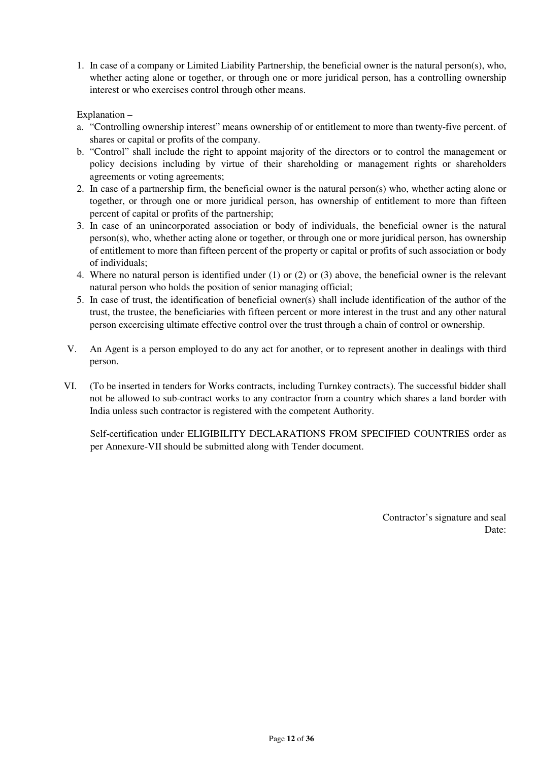1. In case of a company or Limited Liability Partnership, the beneficial owner is the natural person(s), who, whether acting alone or together, or through one or more juridical person, has a controlling ownership interest or who exercises control through other means.

   Explanation –

   a. "Controlling ownership interest" means ownership of or entitlement to more than twenty-five percent. of shares or capital or profits of the company.
   b. "Control" shall include the right to appoint majority of the directors or to control the management or policy decisions including by virtue of their shareholding or management rights or shareholders agreements or voting agreements;

2. In case of a partnership firm, the beneficial owner is the natural person(s) who, whether acting alone or together, or through one or more juridical person, has ownership of entitlement to more than fifteen percent of capital or profits of the partnership;
3. In case of an unincorporated association or body of individuals, the beneficial owner is the natural person(s), who, whether acting alone or together, or through one or more juridical person, has ownership of entitlement to more than fifteen percent of the property or capital or profits of such association or body of individuals;
4. Where no natural person is identified under (1) or (2) or (3) above, the beneficial owner is the relevant natural person who holds the position of senior managing official;
5. In case of trust, the identification of beneficial owner(s) shall include identification of the author of the trust, the trustee, the beneficiaries with fifteen percent or more interest in the trust and any other natural person excercising ultimate effective control over the trust through a chain of control or ownership.

V. An Agent is a person employed to do any act for another, or to represent another in dealings with third person.

VI. (To be inserted in tenders for Works contracts, including Turnkey contracts). The successful bidder shall not be allowed to sub-contract works to any contractor from a country which shares a land border with India unless such contractor is registered with the competent Authority.

Self-certification under ELIGIBILITY DECLARATIONS FROM SPECIFIED COUNTRIES order as per Annexure-VII should be submitted along with Tender document.

Contractor's signature and seal

Date: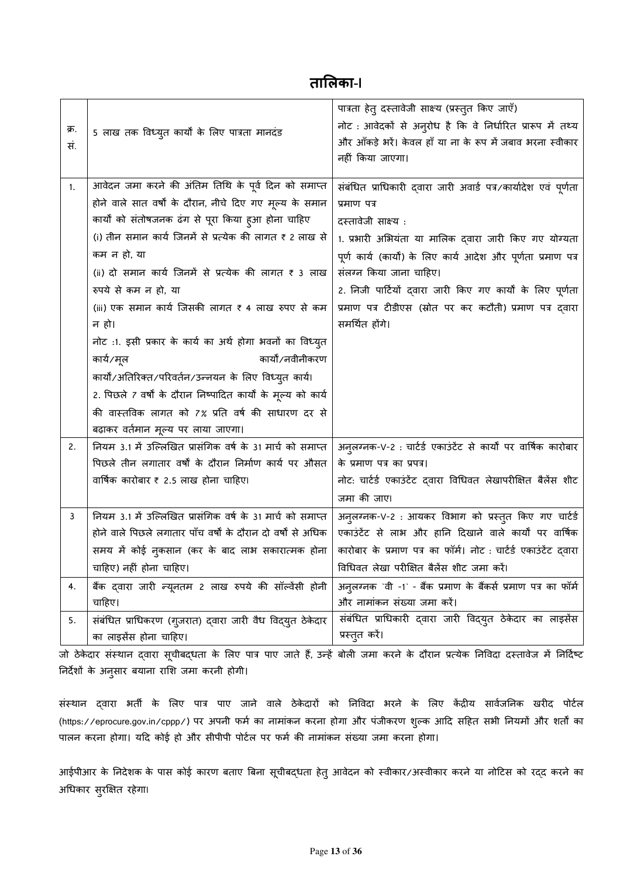## तालिका-I

| क्र. सं. | 5 लाख तक विध्युत कार्यो के लिए पात्रता मानदंड | पात्रता हेतु दस्तावेजी साक्ष्य (प्रस्तुत किए जाएँ)<br>नोट : आवेदकों से अनुरोध है कि वे निर्धारित प्रारूप में तथ्य और आँकड़े भरें। केवल हाँ या ना के रूप में जबाव भरना स्वीकार नहीं किया जाएगा। |
|---|---|---|
| 1. | आवेदन जमा करने की अंतिम तिथि के पूर्व दिन को समाप्त होने वाले सात वर्षों के दौरान, नीचे दिए गए मूल्य के समान कार्यों को संतोषजनक ढंग से पूरा किया हुआ होना चाहिए<br>(i) तीन समान कार्य जिनमें से प्रत्येक की लागत ₹ 2 लाख से कम न हो, या<br>(ii) दो समान कार्य जिनमें से प्रत्येक की लागत ₹ 3 लाख रुपये से कम न हो, या<br>(iii) एक समान कार्य जिसकी लागत ₹ 4 लाख रुपए से कम न हो।<br>नोट :1. इसी प्रकार के कार्य का अर्थ होगा भवनों का विध्युत कार्य/मूल कार्यों/नवीनीकरण कार्यों/अतिरिक्त/परिवर्तन/उन्नयन के लिए विध्युत कार्य।<br>2. पिछले 7 वर्षों के दौरान निष्पादित कार्यों के मूल्य को कार्य की वास्तविक लागत को 7% प्रति वर्ष की साधारण दर से बढ़ाकर वर्तमान मूल्य पर लाया जाएगा। | संबंधित प्राधिकारी द्वारा जारी अवार्ड पत्र/कार्यादेश एवं पूर्णता प्रमाण पत्र<br>दस्तावेजी साक्ष्य :<br>1. प्रभारी अभियंता या मालिक द्वारा जारी किए गए योग्यता पूर्ण कार्य (कार्यों) के लिए कार्य आदेश और पूर्णता प्रमाण पत्र संलग्न किया जाना चाहिए।<br>2. निजी पार्टियों द्वारा जारी किए गए कार्यों के लिए पूर्णता प्रमाण पत्र टीडीएस (स्रोत पर कर कटौती) प्रमाण पत्र द्वारा समर्थित होंगे। |
| 2. | नियम 3.1 में उल्लिखित प्रासंगिक वर्ष के 31 मार्च को समाप्त पिछले तीन लगातार वर्षों के दौरान निर्माण कार्य पर औसत वार्षिक कारोबार ₹ 2.5 लाख होना चाहिए। | अनुलग्नक-V-2 : चार्टर्ड एकाउंटेंट से कार्यों पर वार्षिक कारोबार के प्रमाण पत्र का प्रपत्र।<br>नोट: चार्टर्ड एकाउंटेंट द्वारा विधिवत लेखापरीक्षित बैलेंस शीट जमा की जाए। |
| 3 | नियम 3.1 में उल्लिखित प्रासंगिक वर्ष के 31 मार्च को समाप्त होने वाले पिछले लगातार पाँच वर्षों के दौरान दो वर्षों से अधिक समय में कोई नुकसान (कर के बाद लाभ सकारात्मक होना चाहिए) नहीं होना चाहिए। | अनुलग्नक-V-2 : आयकर विभाग को प्रस्तुत किए गए चार्टर्ड एकाउंटेंट से लाभ और हानि दिखाने वाले कार्यों पर वार्षिक कारोबार के प्रमाण पत्र का फॉर्म। नोट : चार्टर्ड एकाउंटेंट द्वारा विधिवत लेखा परीक्षित बैलेंस शीट जमा करें। |
| 4. | बैंक द्वारा जारी न्यूनतम 2 लाख रुपये की सॉल्वेंसी होनी चाहिए। | अनुलग्नक `वी -1` - बैंक प्रमाण के बैंकर्स प्रमाण पत्र का फॉर्म और नामांकन संख्या जमा करें। |
| 5. | संबंधित प्राधिकरण (गुजरात) द्वारा जारी वैध विद्युत ठेकेदार का लाइसेंस होना चाहिए। | संबंधित प्राधिकारी द्वारा जारी विद्युत ठेकेदार का लाइसेंस प्रस्तुत करें। |

जो ठेकेदार संस्थान द्वारा सूचीबद्धता के लिए पात्र पाए जाते हैं, उन्हें बोली जमा करने के दौरान प्रत्येक निविदा दस्तावेज में निर्दिष्ट निर्देशों के अनुसार बयाना राशि जमा करनी होगी।

संस्थान द्वारा भर्ती के लिए पात्र पाए जाने वाले ठेकेदारों को निविदा भरने के लिए केंद्रीय सार्वजनिक खरीद पोर्टल (https://eprocure.gov.in/cppp/) पर अपनी फर्म का नामांकन करना होगा और पंजीकरण शुल्क आदि सहित सभी नियमों और शर्तों का पालन करना होगा। यदि कोई हो और सीपीपी पोर्टल पर फर्म की नामांकन संख्या जमा करना होगा।

आईपीआर के निदेशक के पास कोई कारण बताए बिना सूचीबद्धता हेतु आवेदन को स्वीकार/अस्वीकार करने या नोटिस को रद्द करने का अधिकार सुरक्षित रहेगा।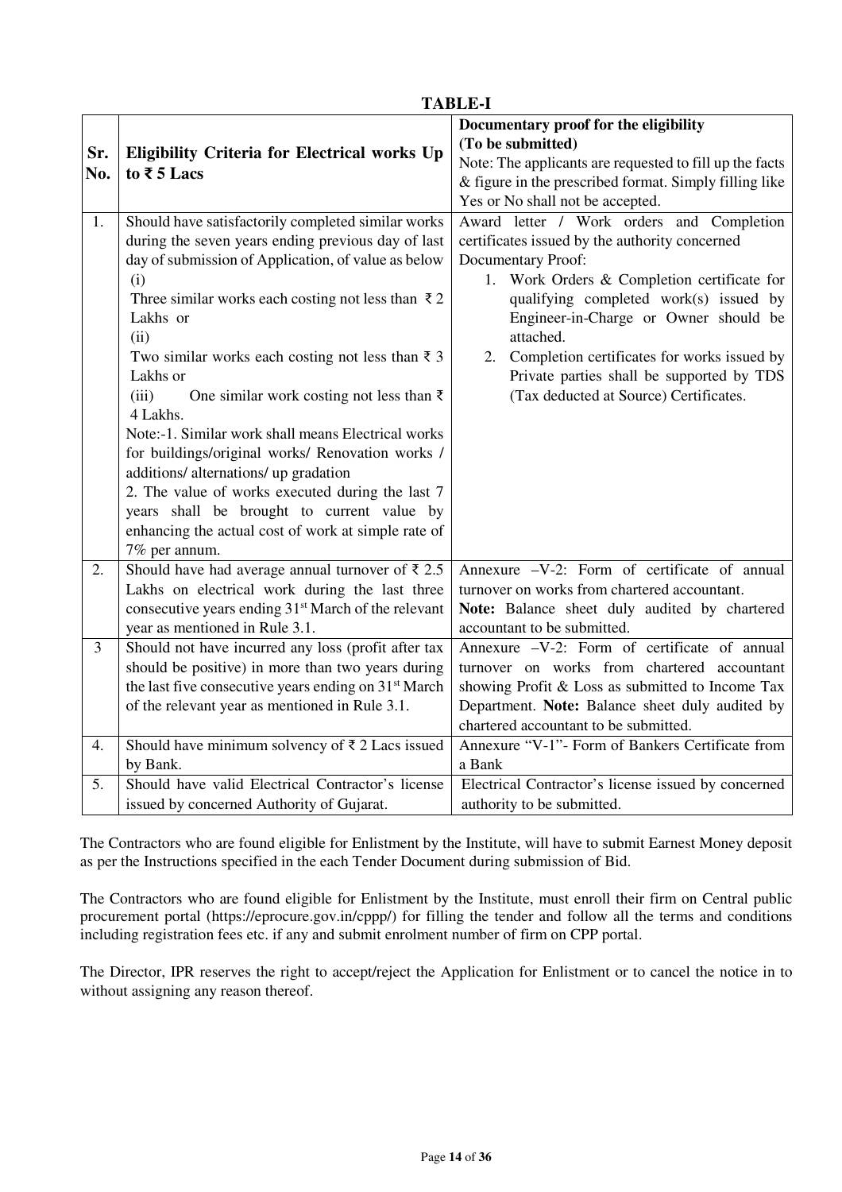**TABLE-I**

| Sr. No. | Eligibility Criteria for Electrical works Up to ₹ 5 Lacs | Documentary proof for the eligibility (To be submitted) Note: The applicants are requested to fill up the facts & figure in the prescribed format. Simply filling like Yes or No shall not be accepted. |
|---|---|---|
| 1. | Should have satisfactorily completed similar works during the seven years ending previous day of last day of submission of Application, of value as below (i) Three similar works each costing not less than ₹ 2 Lakhs or (ii) Two similar works each costing not less than ₹ 3 Lakhs or (iii) One similar work costing not less than ₹ 4 Lakhs. Note:-1. Similar work shall means Electrical works for buildings/original works/ Renovation works / additions/ alternations/ up gradation 2. The value of works executed during the last 7 years shall be brought to current value by enhancing the actual cost of work at simple rate of 7% per annum. | Award letter / Work orders and Completion certificates issued by the authority concerned Documentary Proof: 1. Work Orders & Completion certificate for qualifying completed work(s) issued by Engineer-in-Charge or Owner should be attached. 2. Completion certificates for works issued by Private parties shall be supported by TDS (Tax deducted at Source) Certificates. |
| 2. | Should have had average annual turnover of ₹ 2.5 Lakhs on electrical work during the last three consecutive years ending 31st March of the relevant year as mentioned in Rule 3.1. | Annexure –V-2: Form of certificate of annual turnover on works from chartered accountant. **Note:** Balance sheet duly audited by chartered accountant to be submitted. |
| 3 | Should not have incurred any loss (profit after tax should be positive) in more than two years during the last five consecutive years ending on 31st March of the relevant year as mentioned in Rule 3.1. | Annexure –V-2: Form of certificate of annual turnover on works from chartered accountant showing Profit & Loss as submitted to Income Tax Department. **Note:** Balance sheet duly audited by chartered accountant to be submitted. |
| 4. | Should have minimum solvency of ₹ 2 Lacs issued by Bank. | Annexure "V-1"- Form of Bankers Certificate from a Bank |
| 5. | Should have valid Electrical Contractor's license issued by concerned Authority of Gujarat. | Electrical Contractor's license issued by concerned authority to be submitted. |

The Contractors who are found eligible for Enlistment by the Institute, will have to submit Earnest Money deposit as per the Instructions specified in the each Tender Document during submission of Bid.

The Contractors who are found eligible for Enlistment by the Institute, must enroll their firm on Central public procurement portal (https://eprocure.gov.in/cppp/) for filling the tender and follow all the terms and conditions including registration fees etc. if any and submit enrolment number of firm on CPP portal.

The Director, IPR reserves the right to accept/reject the Application for Enlistment or to cancel the notice in to without assigning any reason thereof.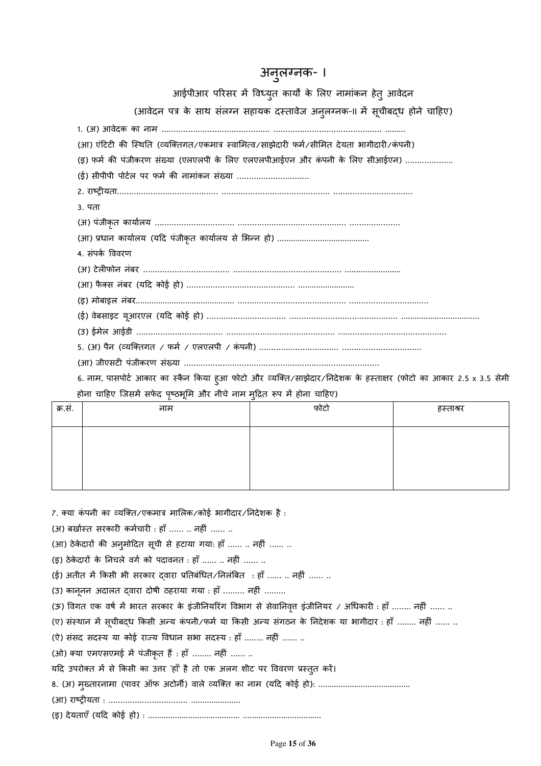# अनुलग्नक- I

## आईपीआर परिसर में विध्युत कार्यों के लिए नामांकन हेतु आवेदन

(आवेदन पत्र के साथ संलग्न सहायक दस्तावेज अनुलग्नक-II में सूचीबद्ध होने चाहिए)

1. (अ) आवेदक का नाम ............................................. ............................................ .........

(आ) एंटिटी की स्थिति (व्यक्तिगत/एकमात्र स्वामित्व/साझेदारी फर्म/सीमित देयता भागीदारी/कंपनी)

(इ) फर्म की पंजीकरण संख्या (एलएलपी के लिए एलएलपीआईएन और कंपनी के लिए सीआईएन) ....................

(ई) सीपीपी पोर्टल पर फर्म की नामांकन संख्या ..............................

2. राष्ट्रीयता.......................................... ............................................. .................................

3. पता

(अ) पंजीकृत कार्यालय ................................ .............................................. .....................

(आ) प्रधान कार्यालय (यदि पंजीकृत कार्यालय से भिन्न हो) ........................................

4. संपर्क विवरण

(अ) टेलीफोन नंबर ................................... ............................................ ........................

(आ) फैक्स नंबर (यदि कोई हो) ............................................ ........................

(इ) मोबाइल नंबर.......................................... ............................................. ................................

(ई) वेबसाइट यूआरएल (यदि कोई हो) ................................ ............................................ ..................................

(उ) ईमेल आईडी ................................... ............................................ ............................................

5. (अ) पैन (व्यक्तिगत / फर्म / एलएलपी / कंपनी) ................................ ................................

(आ) जीएसटी पंजीकरण संख्या ................................................................................

6. नाम, पासपोर्ट आकार का स्कैन किया हुआ फोटो और व्यक्ति/साझेदार/निदेशक के हस्ताक्षर (फोटो का आकार 2.5 x 3.5 सेमी होना चाहिए जिसमें सफेद पृष्ठभूमि और नीचे नाम मुद्रित रूप में होना चाहिए)

| क्र.सं. | नाम | फोटो | हस्ताश्रर |
|---|---|---|---|
| | | | |

7. क्या कंपनी का व्यक्ति/एकमात्र मालिक/कोई भागीदार/निदेशक है :

(अ) बर्खास्त सरकारी कर्मचारी : हाँ ...... .. नहीं ...... ..

(आ) ठेकेदारों की अनुमोदित सूची से हटाया गया: हाँ ...... .. नहीं ...... ..

(इ) ठेकेदारों के निचले वर्ग को पदावनत : हाँ ...... .. नहीं ...... ..

(ई) अतीत में किसी भी सरकार द्वारा प्रतिबंधित/निलंबित : हाँ ...... .. नहीं ...... ..

(उ) कानूनन अदालत द्वारा दोषी ठहराया गया : हाँ ......... नहीं .........

(ऊ) विगत एक वर्ष में भारत सरकार के इंजीनियरिंग विभाग से सेवानिवृत्त इंजीनियर / अधिकारी : हाँ ........ नहीं ...... ..

(ए) संस्थान में सूचीबद्ध किसी अन्य कंपनी/फर्म या किसी अन्य संगठन के निदेशक या भागीदार : हाँ ........ नहीं ...... ..

(ऐ) संसद सदस्य या कोई राज्य विधान सभा सदस्य : हाँ ........ नहीं ...... ..

(ओ) क्या एमएसएमई में पंजीकृत हैं : हाँ ........ नहीं ...... ..

यदि उपरोक्त में से किसी का उत्तर 'हाँ है तो एक अलग शीट पर विवरण प्रस्तुत करें।

8. (अ) मुख्तारनामा (पावर ऑफ अटोर्नी) वाले व्यक्ति का नाम (यदि कोई हो): ........................................

(आ) राष्ट्रीयता : ................................ .....................

(इ) देयताएँ (यदि कोई हो) : ........................................ ..................................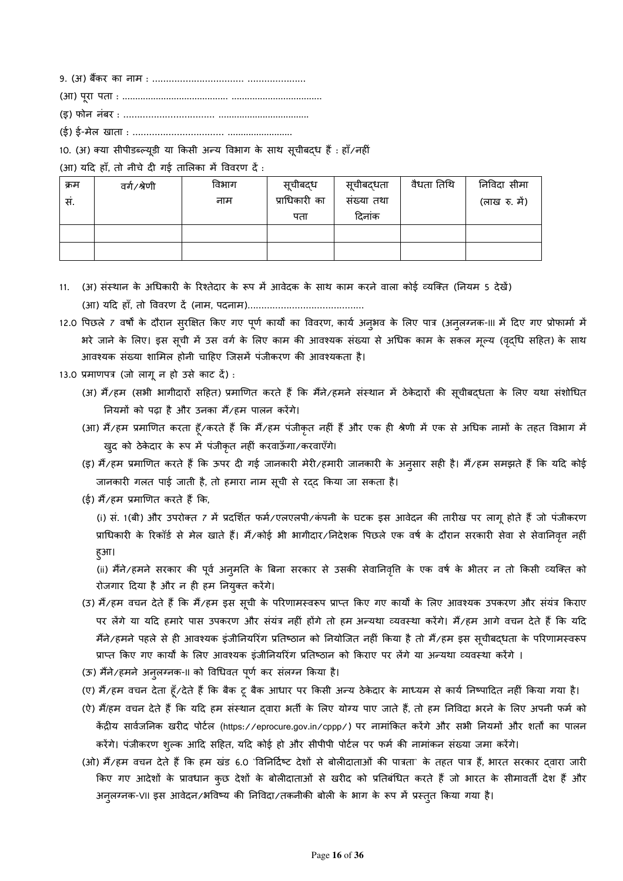9. (अ) बैंकर का नाम : ................................. .....................

(आ) पूरा पता : ......................................... ...................................

(इ) फोन नंबर : ................................ ...................................

(ई) ई-मेल खाता : ................................ .........................

10. (अ) क्या सीपीडब्ल्यूडी या किसी अन्य विभाग के साथ सूचीबद्ध हैं : हाँ/नहीं

(आ) यदि हाँ, तो नीचे दी गई तालिका में विवरण दें :

| क्रम सं. | वर्ग/श्रेणी | विभाग नाम | सूचीबद्ध प्राधिकारी का पता | सूचीबद्धता संख्या तथा दिनांक | वैधता तिथि | निविदा सीमा (लाख रु. में) |
|---|---|---|---|---|---|---|
| | | | | | | |
| | | | | | | |

11. (अ) संस्थान के अधिकारी के रिश्तेदार के रूप में आवेदक के साथ काम करने वाला कोई व्यक्ति (नियम 5 देखें)

    (आ) यदि हाँ, तो विवरण दें (नाम, पदनाम).........................................

12.0 पिछले 7 वर्षों के दौरान सुरक्षित किए गए पूर्ण कार्यों का विवरण, कार्य अनुभव के लिए पात्र (अनुलग्नक-III में दिए गए प्रोफार्मा में भरे जाने के लिए। इस सूची में उस वर्ग के लिए काम की आवश्यक संख्या से अधिक काम के सकल मूल्य (वृद्धि सहित) के साथ आवश्यक संख्या शामिल होनी चाहिए जिसमें पंजीकरण की आवश्यकता है।

13.0 प्रमाणपत्र (जो लागू न हो उसे काट दें) :

(अ) मैं/हम (सभी भागीदारों सहित) प्रमाणित करते हैं कि मैंने/हमने संस्थान में ठेकेदारों की सूचीबद्धता के लिए यथा संशोधित नियमों को पढ़ा है और उनका मैं/हम पालन करेंगे।

(आ) मैं/हम प्रमाणित करता हूँ/करते हैं कि मैं/हम पंजीकृत नहीं हैं और एक ही श्रेणी में एक से अधिक नामों के तहत विभाग में खुद को ठेकेदार के रूप में पंजीकृत नहीं करवाऊँगा/करवाएँगे।

(इ) मैं/हम प्रमाणित करते हैं कि ऊपर दी गई जानकारी मेरी/हमारी जानकारी के अनुसार सही है। मैं/हम समझते हैं कि यदि कोई जानकारी गलत पाई जाती है, तो हमारा नाम सूची से रद्द किया जा सकता है।

(ई) मैं/हम प्रमाणित करते हैं कि,

(i) सं. 1(बी) और उपरोक्त 7 में प्रदर्शित फर्म/एलएलपी/कंपनी के घटक इस आवेदन की तारीख पर लागू होते हैं जो पंजीकरण प्राधिकारी के रिकॉर्ड से मेल खाते हैं। मैं/कोई भी भागीदार/निदेशक पिछले एक वर्ष के दौरान सरकारी सेवा से सेवानिवृत्त नहीं हुआ।

(ii) मैंने/हमने सरकार की पूर्व अनुमति के बिना सरकार से उसकी सेवानिवृत्ति के एक वर्ष के भीतर न तो किसी व्यक्ति को रोजगार दिया है और न ही हम नियुक्त करेंगे।

(उ) मैं/हम वचन देते हैं कि मैं/हम इस सूची के परिणामस्वरूप प्राप्त किए गए कार्यों के लिए आवश्यक उपकरण और संयंत्र किराए पर लेंगे या यदि हमारे पास उपकरण और संयंत्र नहीं होंगे तो हम अन्यथा व्यवस्था करेंगे। मैं/हम आगे वचन देते हैं कि यदि मैंने/हमने पहले से ही आवश्यक इंजीनियरिंग प्रतिष्ठान को नियोजित नहीं किया है तो मैं/हम इस सूचीबद्धता के परिणामस्वरूप प्राप्त किए गए कार्यों के लिए आवश्यक इंजीनियरिंग प्रतिष्ठान को किराए पर लेंगे या अन्यथा व्यवस्था करेंगे ।

(ऊ) मैंने/हमने अनुलग्नक-II को विधिवत पूर्ण कर संलग्न किया है।

(ए) मैं/हम वचन देता हूँ/देते हैं कि बैक टू बैक आधार पर किसी अन्य ठेकेदार के माध्यम से कार्य निष्पादित नहीं किया गया है।

(ऐ) मैं/हम वचन देते हैं कि यदि हम संस्थान द्वारा भर्ती के लिए योग्य पाए जाते हैं, तो हम निविदा भरने के लिए अपनी फर्म को केंद्रीय सार्वजनिक खरीद पोर्टल (https://eprocure.gov.in/cppp/) पर नामांकित करेंगे और सभी नियमों और शर्तों का पालन करेंगे। पंजीकरण शुल्क आदि सहित, यदि कोई हो और सीपीपी पोर्टल पर फर्म की नामांकन संख्या जमा करेंगे।

(ओ) मैं/हम वचन देते हैं कि हम खंड 6.0 `विनिर्दिष्ट देशों से बोलीदाताओं की पात्रता` के तहत पात्र हैं, भारत सरकार द्वारा जारी किए गए आदेशों के प्रावधान कुछ देशों के बोलीदाताओं से खरीद को प्रतिबंधित करते हैं जो भारत के सीमावर्ती देश हैं और अनुलग्नक-VII इस आवेदन/भविष्य की निविदा/तकनीकी बोली के भाग के रूप में प्रस्तुत किया गया है।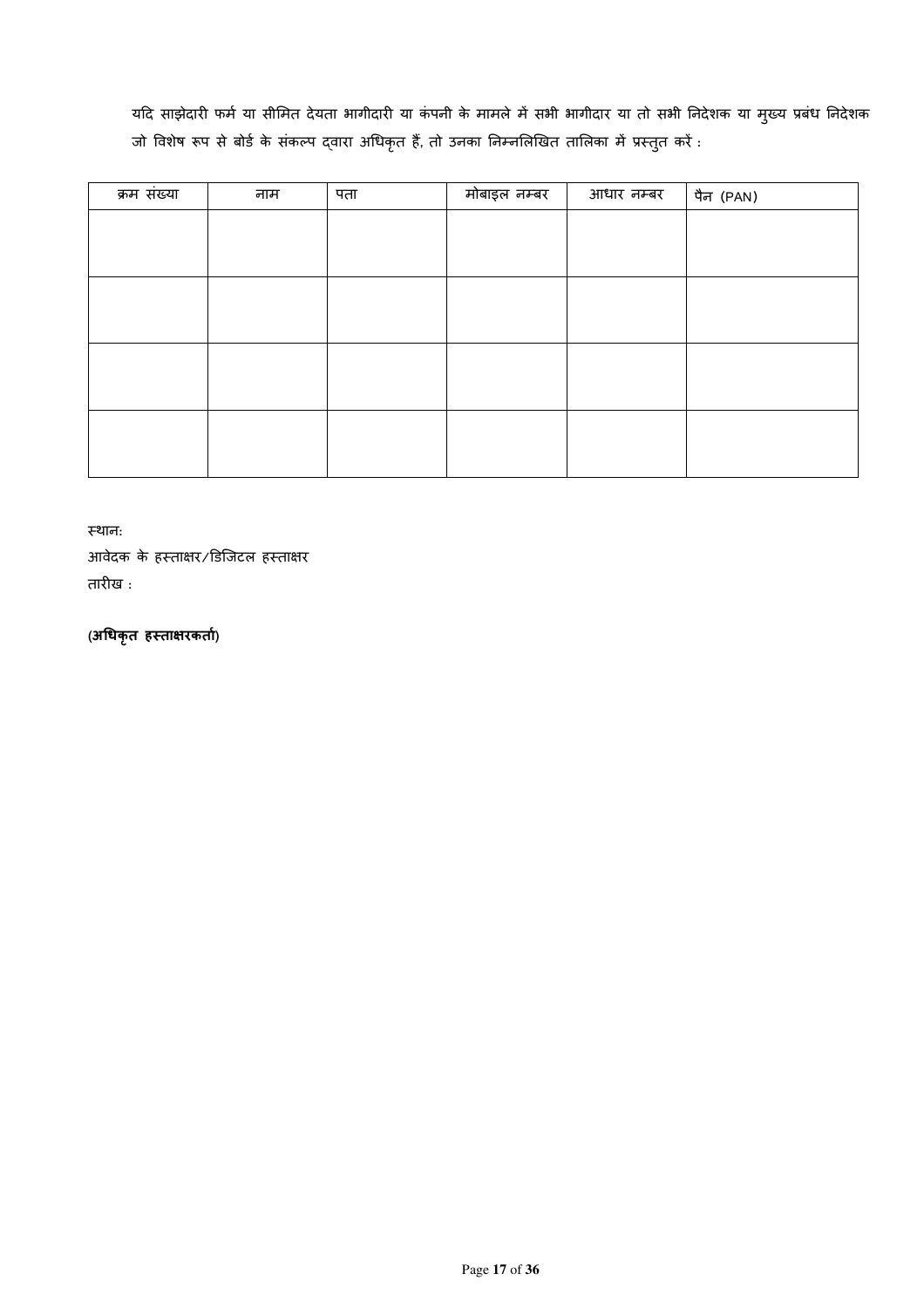यदि साझेदारी फर्म या सीमित देयता भागीदारी या कंपनी के मामले में सभी भागीदार या तो सभी निदेशक या मुख्य प्रबंध निदेशक जो विशेष रूप से बोर्ड के संकल्प द्वारा अधिकृत हैं, तो उनका निम्नलिखित तालिका में प्रस्तुत करें :

| क्रम संख्या | नाम | पता | मोबाइल नम्बर | आधार नम्बर | पैन (PAN) |
|---|---|---|---|---|---|
| | | | | | |
| | | | | | |
| | | | | | |
| | | | | | |

स्थान:

आवेदक के हस्ताक्षर/डिजिटल हस्ताक्षर

तारीख :

**(अधिकृत हस्ताक्षरकर्ता)**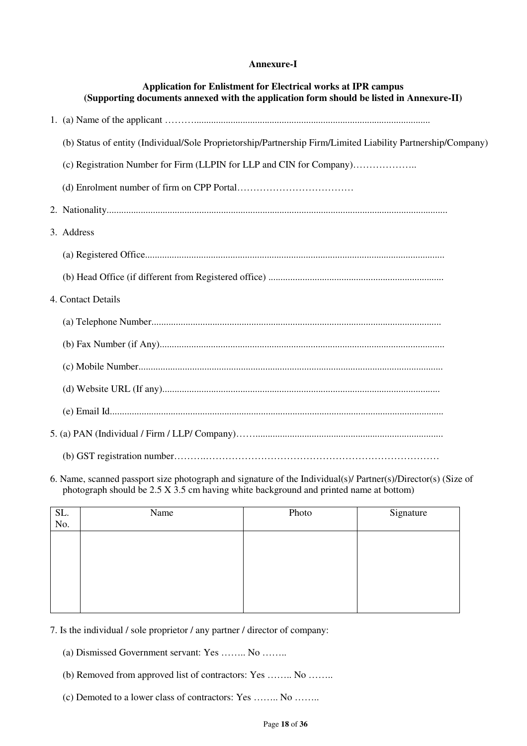**Annexure-I**

**Application for Enlistment for Electrical works at IPR campus**
**(Supporting documents annexed with the application form should be listed in Annexure-II)**

1. (a) Name of the applicant ………..................................................................................................

   (b) Status of entity (Individual/Sole Proprietorship/Partnership Firm/Limited Liability Partnership/Company)

   (c) Registration Number for Firm (LLPIN for LLP and CIN for Company)………………..

   (d) Enrolment number of firm on CPP Portal………………………………

2. Nationality..........................................................................................................................................

3. Address

   (a) Registered Office..........................................................................................................................

   (b) Head Office (if different from Registered office) .......................................................................

4. Contact Details

   (a) Telephone Number......................................................................................................................

   (b) Fax Number (if Any)...................................................................................................................

   (c) Mobile Number.............................................................................................................................

   (d) Website URL (If any)..................................................................................................................

   (e) Email Id.........................................................................................................................................

5. (a) PAN (Individual / Firm / LLP/ Company)……............................................................................

   (b) GST registration number……….……………………………………………………………………

6. Name, scanned passport size photograph and signature of the Individual(s)/ Partner(s)/Director(s) (Size of photograph should be 2.5 X 3.5 cm having white background and printed name at bottom)

| SL. No. | Name | Photo | Signature |
|---|---|---|---|
| | | | |

7. Is the individual / sole proprietor / any partner / director of company:

   (a) Dismissed Government servant: Yes …….. No ……..

   (b) Removed from approved list of contractors: Yes …….. No ……..

   (c) Demoted to a lower class of contractors: Yes …….. No ……..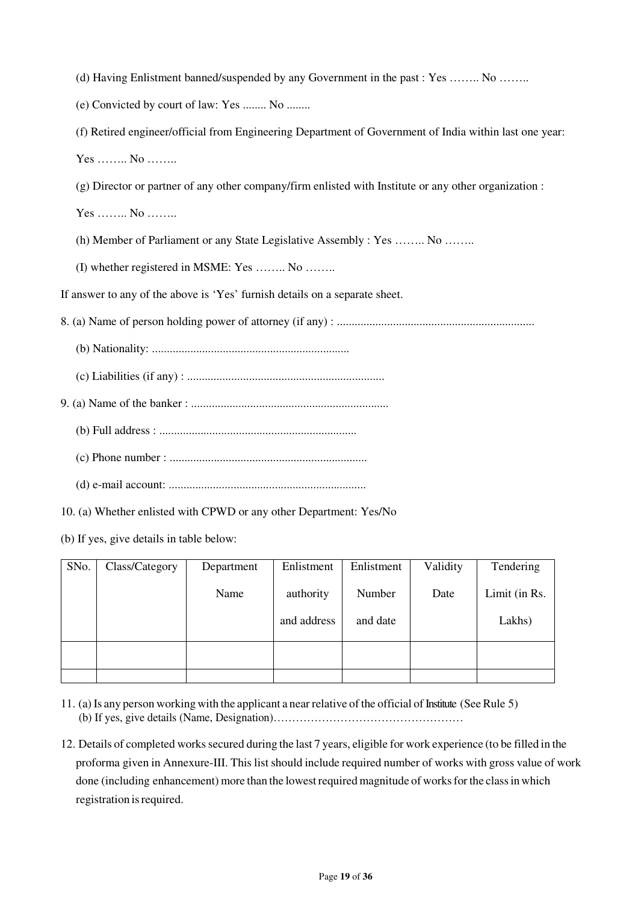(d) Having Enlistment banned/suspended by any Government in the past : Yes …….. No ……..

(e) Convicted by court of law: Yes ........ No ........

(f) Retired engineer/official from Engineering Department of Government of India within last one year:

Yes …….. No ……..

(g) Director or partner of any other company/firm enlisted with Institute or any other organization :

Yes …….. No ……..

(h) Member of Parliament or any State Legislative Assembly : Yes …….. No ……..

(I) whether registered in MSME: Yes …….. No ……..

If answer to any of the above is 'Yes' furnish details on a separate sheet.

8. (a) Name of person holding power of attorney (if any) : ..................................................................

(b) Nationality: ..................................................................

(c) Liabilities (if any) : ..................................................................

9. (a) Name of the banker : ..................................................................

(b) Full address : ..................................................................

(c) Phone number : ..................................................................

(d) e-mail account: ..................................................................

10. (a) Whether enlisted with CPWD or any other Department: Yes/No

(b) If yes, give details in table below:

| SNo. | Class/Category | Department Name | Enlistment authority and address | Enlistment Number and date | Validity Date | Tendering Limit (in Rs. Lakhs) |
|---|---|---|---|---|---|---|
| | | | | | | |
| | | | | | | |

11. (a) Is any person working with the applicant a near relative of the official of Institute (See Rule 5)
(b) If yes, give details (Name, Designation)……………………………………………

12. Details of completed works secured during the last 7 years, eligible for work experience (to be filled in the proforma given in Annexure-III. This list should include required number of works with gross value of work done (including enhancement) more than the lowest required magnitude of works for the class in which registration is required.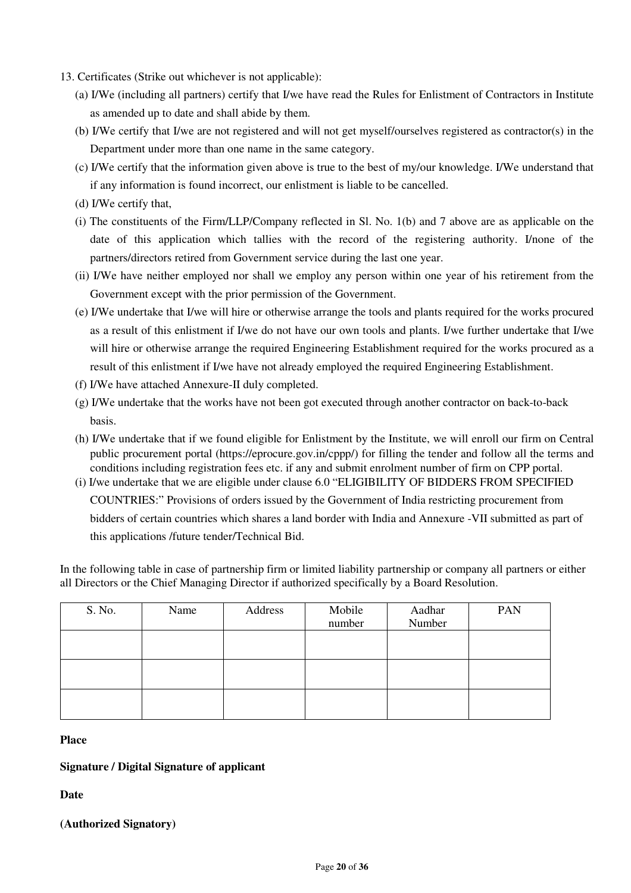13. Certificates (Strike out whichever is not applicable):

(a) I/We (including all partners) certify that I/we have read the Rules for Enlistment of Contractors in Institute as amended up to date and shall abide by them.

(b) I/We certify that I/we are not registered and will not get myself/ourselves registered as contractor(s) in the Department under more than one name in the same category.

(c) I/We certify that the information given above is true to the best of my/our knowledge. I/We understand that if any information is found incorrect, our enlistment is liable to be cancelled.

(d) I/We certify that,

(i) The constituents of the Firm/LLP/Company reflected in Sl. No. 1(b) and 7 above are as applicable on the date of this application which tallies with the record of the registering authority. I/none of the partners/directors retired from Government service during the last one year.

(ii) I/We have neither employed nor shall we employ any person within one year of his retirement from the Government except with the prior permission of the Government.

(e) I/We undertake that I/we will hire or otherwise arrange the tools and plants required for the works procured as a result of this enlistment if I/we do not have our own tools and plants. I/we further undertake that I/we will hire or otherwise arrange the required Engineering Establishment required for the works procured as a result of this enlistment if I/we have not already employed the required Engineering Establishment.

(f) I/We have attached Annexure-II duly completed.

(g) I/We undertake that the works have not been got executed through another contractor on back-to-back basis.

(h) I/We undertake that if we found eligible for Enlistment by the Institute, we will enroll our firm on Central public procurement portal (https://eprocure.gov.in/cppp/) for filling the tender and follow all the terms and conditions including registration fees etc. if any and submit enrolment number of firm on CPP portal.

(i) I/we undertake that we are eligible under clause 6.0 "ELIGIBILITY OF BIDDERS FROM SPECIFIED COUNTRIES:" Provisions of orders issued by the Government of India restricting procurement from bidders of certain countries which shares a land border with India and Annexure -VII submitted as part of this applications /future tender/Technical Bid.

In the following table in case of partnership firm or limited liability partnership or company all partners or either all Directors or the Chief Managing Director if authorized specifically by a Board Resolution.

| S. No. | Name | Address | Mobile number | Aadhar Number | PAN |
|---|---|---|---|---|---|
| | | | | | |
| | | | | | |
| | | | | | |

**Place**

**Signature / Digital Signature of applicant**

**Date**

**(Authorized Signatory)**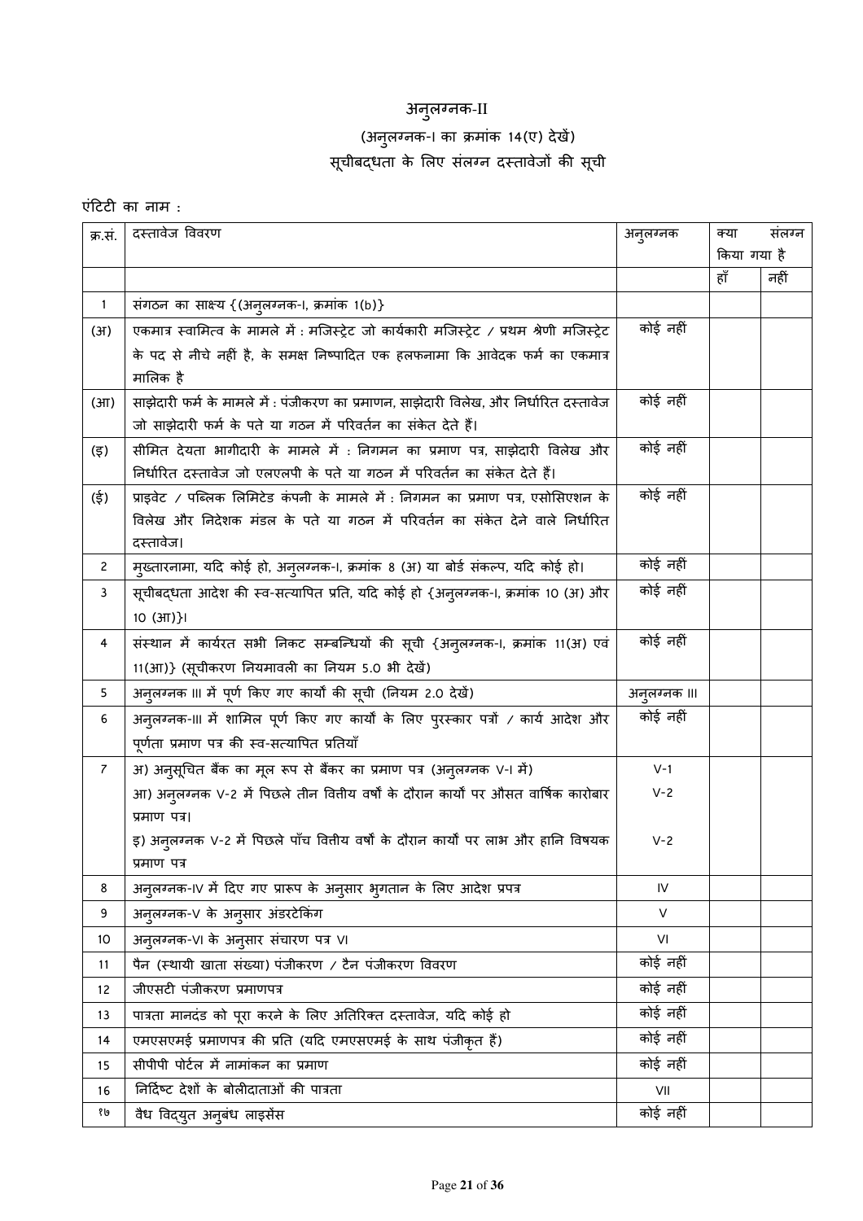# अनुलग्नक-II

## (अनुलग्नक-I का क्रमांक 14(ए) देखें)

## सूचीबद्धता के लिए संलग्न दस्तावेजों की सूची

एंटिटी का नाम :

| क्र.सं. | दस्तावेज विवरण | अनुलग्नक | क्या संलग्न किया गया है | |
|---|---|---|---|---|
| | | | हाँ | नहीं |
| 1 | संगठन का साक्ष्य {(अनुलग्नक-I, क्रमांक 1(b)} | | | |
| (अ) | एकमात्र स्वामित्व के मामले में : मजिस्ट्रेट जो कार्यकारी मजिस्ट्रेट / प्रथम श्रेणी मजिस्ट्रेट के पद से नीचे नहीं है, के समक्ष निष्पादित एक हलफनामा कि आवेदक फर्म का एकमात्र मालिक है | कोई नहीं | | |
| (आ) | साझेदारी फर्म के मामले में : पंजीकरण का प्रमाणन, साझेदारी विलेख, और निर्धारित दस्तावेज जो साझेदारी फर्म के पते या गठन में परिवर्तन का संकेत देते हैं। | कोई नहीं | | |
| (इ) | सीमित देयता भागीदारी के मामले में : निगमन का प्रमाण पत्र, साझेदारी विलेख और निर्धारित दस्तावेज जो एलएलपी के पते या गठन में परिवर्तन का संकेत देते हैं। | कोई नहीं | | |
| (ई) | प्राइवेट / पब्लिक लिमिटेड कंपनी के मामले में : निगमन का प्रमाण पत्र, एसोसिएशन के विलेख और निदेशक मंडल के पते या गठन में परिवर्तन का संकेत देने वाले निर्धारित दस्तावेज। | कोई नहीं | | |
| 2 | मुख्तारनामा, यदि कोई हो, अनुलग्नक-I, क्रमांक 8 (अ) या बोर्ड संकल्प, यदि कोई हो। | कोई नहीं | | |
| 3 | सूचीबद्धता आदेश की स्व-सत्यापित प्रति, यदि कोई हो {अनुलग्नक-I, क्रमांक 10 (अ) और 10 (आ)}। | कोई नहीं | | |
| 4 | संस्थान में कार्यरत सभी निकट सम्बन्धियों की सूची {अनुलग्नक-I, क्रमांक 11(अ) एवं 11(आ)} (सूचीकरण नियमावली का नियम 5.0 भी देखें) | कोई नहीं | | |
| 5 | अनुलग्नक III में पूर्ण किए गए कार्यों की सूची (नियम 2.0 देखें) | अनुलग्नक III | | |
| 6 | अनुलग्नक-III में शामिल पूर्ण किए गए कार्यों के लिए पुरस्कार पत्रों / कार्य आदेश और पूर्णता प्रमाण पत्र की स्व-सत्यापित प्रतियाँ | कोई नहीं | | |
| 7 | अ) अनुसूचित बैंक का मूल रूप से बैंकर का प्रमाण पत्र (अनुलग्नक V-I में)<br>आ) अनुलग्नक V-2 में पिछले तीन वित्तीय वर्षों के दौरान कार्यों पर औसत वार्षिक कारोबार प्रमाण पत्र।<br>इ) अनुलग्नक V-2 में पिछले पाँच वित्तीय वर्षों के दौरान कार्यों पर लाभ और हानि विषयक प्रमाण पत्र | V-1<br>V-2<br>V-2 | | |
| 8 | अनुलग्नक-IV में दिए गए प्रारूप के अनुसार भुगतान के लिए आदेश प्रपत्र | IV | | |
| 9 | अनुलग्नक-V के अनुसार अंडरटेकिंग | V | | |
| 10 | अनुलग्नक-VI के अनुसार संचारण पत्र VI | VI | | |
| 11 | पैन (स्थायी खाता संख्या) पंजीकरण / टैन पंजीकरण विवरण | कोई नहीं | | |
| 12 | जीएसटी पंजीकरण प्रमाणपत्र | कोई नहीं | | |
| 13 | पात्रता मानदंड को पूरा करने के लिए अतिरिक्त दस्तावेज, यदि कोई हो | कोई नहीं | | |
| 14 | एमएसएमई प्रमाणपत्र की प्रति (यदि एमएसएमई के साथ पंजीकृत हैं) | कोई नहीं | | |
| 15 | सीपीपी पोर्टल में नामांकन का प्रमाण | कोई नहीं | | |
| 16 | निर्दिष्ट देशों के बोलीदाताओं की पात्रता | VII | | |
| १७ | वैध विद्युत अनुबंध लाइसेंस | कोई नहीं | | |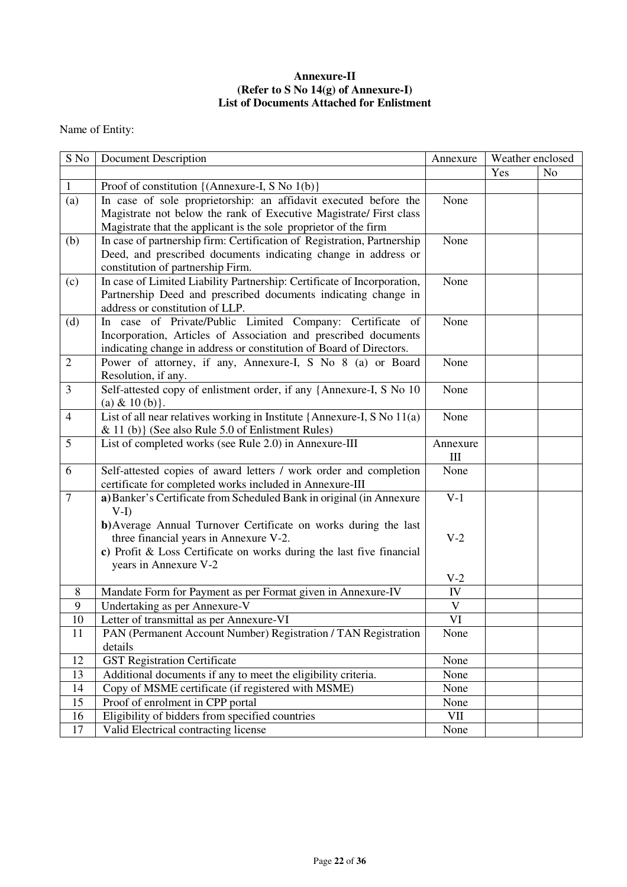**Annexure-II**
**(Refer to S No 14(g) of Annexure-I)**
**List of Documents Attached for Enlistment**

Name of Entity:

| S No | Document Description | Annexure | Weather enclosed | |
|---|---|---|---|---|
| | | | Yes | No |
| 1 | Proof of constitution {(Annexure-I, S No 1(b)} | | | |
| (a) | In case of sole proprietorship: an affidavit executed before the Magistrate not below the rank of Executive Magistrate/ First class Magistrate that the applicant is the sole proprietor of the firm | None | | |
| (b) | In case of partnership firm: Certification of Registration, Partnership Deed, and prescribed documents indicating change in address or constitution of partnership Firm. | None | | |
| (c) | In case of Limited Liability Partnership: Certificate of Incorporation, Partnership Deed and prescribed documents indicating change in address or constitution of LLP. | None | | |
| (d) | In case of Private/Public Limited Company: Certificate of Incorporation, Articles of Association and prescribed documents indicating change in address or constitution of Board of Directors. | None | | |
| 2 | Power of attorney, if any, Annexure-I, S No 8 (a) or Board Resolution, if any. | None | | |
| 3 | Self-attested copy of enlistment order, if any {Annexure-I, S No 10 (a) & 10 (b)}. | None | | |
| 4 | List of all near relatives working in Institute {Annexure-I, S No 11(a) & 11 (b)} (See also Rule 5.0 of Enlistment Rules) | None | | |
| 5 | List of completed works (see Rule 2.0) in Annexure-III | Annexure III | | |
| 6 | Self-attested copies of award letters / work order and completion certificate for completed works included in Annexure-III | None | | |
| 7 | **a)** Banker's Certificate from Scheduled Bank in original (in Annexure V-I)<br>**b)** Average Annual Turnover Certificate on works during the last three financial years in Annexure V-2.<br>**c)** Profit & Loss Certificate on works during the last five financial years in Annexure V-2 | V-1<br><br>V-2<br><br>V-2 | | |
| 8 | Mandate Form for Payment as per Format given in Annexure-IV | IV | | |
| 9 | Undertaking as per Annexure-V | V | | |
| 10 | Letter of transmittal as per Annexure-VI | VI | | |
| 11 | PAN (Permanent Account Number) Registration / TAN Registration details | None | | |
| 12 | GST Registration Certificate | None | | |
| 13 | Additional documents if any to meet the eligibility criteria. | None | | |
| 14 | Copy of MSME certificate (if registered with MSME) | None | | |
| 15 | Proof of enrolment in CPP portal | None | | |
| 16 | Eligibility of bidders from specified countries | VII | | |
| 17 | Valid Electrical contracting license | None | | |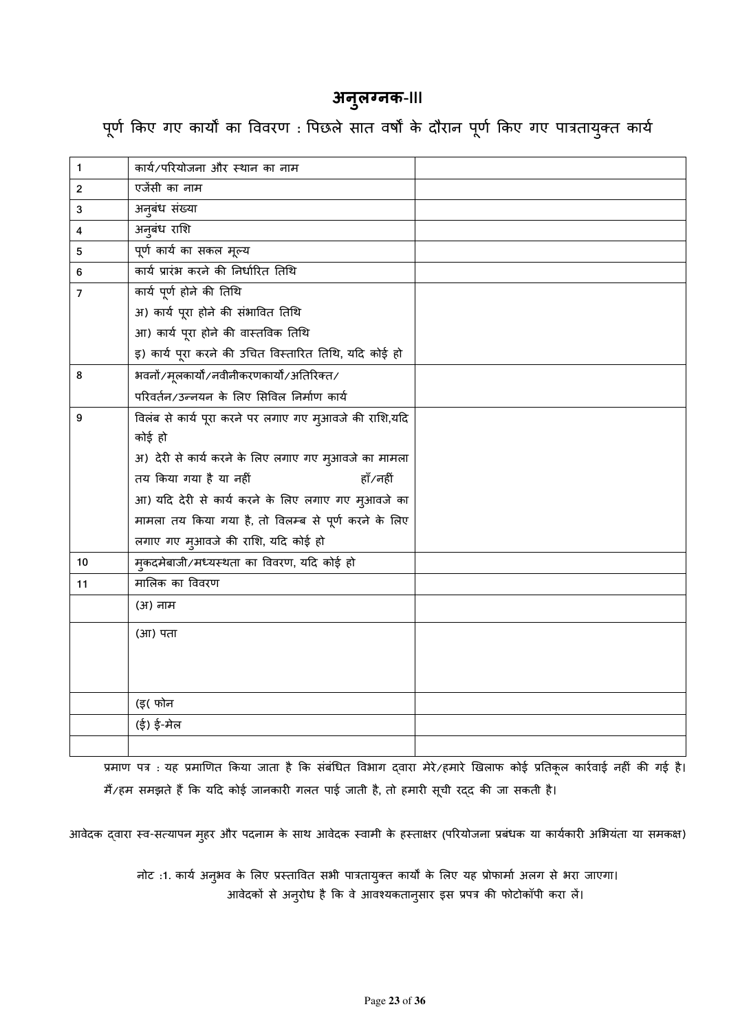## अनुलग्नक-III

### पूर्ण किए गए कार्यों का विवरण : पिछले सात वर्षों के दौरान पूर्ण किए गए पात्रतायुक्त कार्य

| | | |
|---|---|---|
| 1 | कार्य/परियोजना और स्थान का नाम | |
| 2 | एजेंसी का नाम | |
| 3 | अनुबंध संख्या | |
| 4 | अनुबंध राशि | |
| 5 | पूर्ण कार्य का सकल मूल्य | |
| 6 | कार्य प्रारंभ करने की निर्धारित तिथि | |
| 7 | कार्य पूर्ण होने की तिथि<br>अ) कार्य पूरा होने की संभावित तिथि<br>आ) कार्य पूरा होने की वास्तविक तिथि<br>इ) कार्य पूरा करने की उचित विस्तारित तिथि, यदि कोई हो | |
| 8 | भवनों/मूलकार्यों/नवीनीकरणकार्यों/अतिरिक्त/<br>परिवर्तन/उन्नयन के लिए सिविल निर्माण कार्य | |
| 9 | विलंब से कार्य पूरा करने पर लगाए गए मुआवजे की राशि,यदि कोई हो<br>अ) देरी से कार्य करने के लिए लगाए गए मुआवजे का मामला तय किया गया है या नहीं हाँ/नहीं<br>आ) यदि देरी से कार्य करने के लिए लगाए गए मुआवजे का मामला तय किया गया है, तो विलम्ब से पूर्ण करने के लिए लगाए गए मुआवजे की राशि, यदि कोई हो | |
| 10 | मुकदमेबाजी/मध्यस्थता का विवरण, यदि कोई हो | |
| 11 | मालिक का विवरण | |
| | (अ) नाम | |
| | (आ) पता | |
| | (इ( फोन | |
| | (ई) ई-मेल | |
| | | |

प्रमाण पत्र : यह प्रमाणित किया जाता है कि संबंधित विभाग द्वारा मेरे/हमारे खिलाफ कोई प्रतिकूल कार्रवाई नहीं की गई है। मैं/हम समझते हैं कि यदि कोई जानकारी गलत पाई जाती है, तो हमारी सूची रद्द की जा सकती है।

आवेदक द्वारा स्व-सत्यापन मुहर और पदनाम के साथ आवेदक स्वामी के हस्ताक्षर (परियोजना प्रबंधक या कार्यकारी अभियंता या समकक्ष)

नोट :1. कार्य अनुभव के लिए प्रस्तावित सभी पात्रतायुक्त कार्यों के लिए यह प्रोफार्मा अलग से भरा जाएगा। आवेदकों से अनुरोध है कि वे आवश्यकतानुसार इस प्रपत्र की फोटोकॉपी करा लें।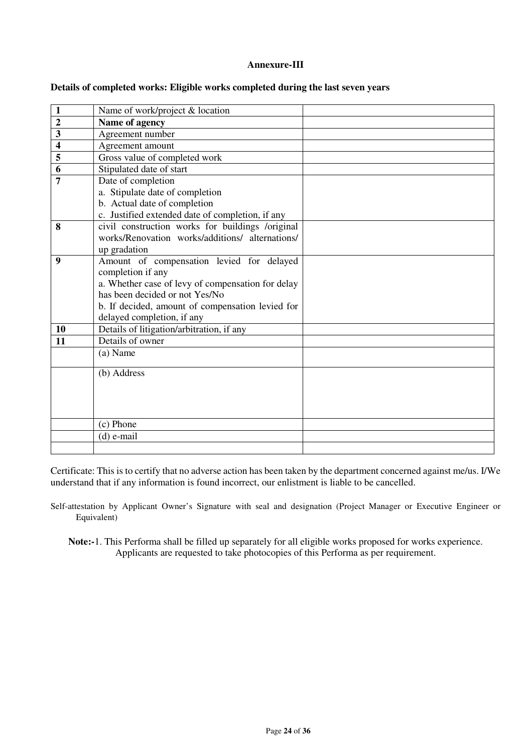**Annexure-III**

**Details of completed works: Eligible works completed during the last seven years**

| | | |
|---|---|---|
| **1** | Name of work/project & location | |
| **2** | **Name of agency** | |
| **3** | Agreement number | |
| **4** | Agreement amount | |
| **5** | Gross value of completed work | |
| **6** | Stipulated date of start | |
| **7** | Date of completion<br>a. Stipulate date of completion<br>b. Actual date of completion<br>c. Justified extended date of completion, if any | |
| **8** | civil construction works for buildings /original works/Renovation works/additions/ alternations/ up gradation | |
| **9** | Amount of compensation levied for delayed completion if any<br>a. Whether case of levy of compensation for delay has been decided or not Yes/No<br>b. If decided, amount of compensation levied for delayed completion, if any | |
| **10** | Details of litigation/arbitration, if any | |
| **11** | Details of owner | |
| | (a) Name | |
| | (b) Address | |
| | (c) Phone | |
| | (d) e-mail | |
| | | |

Certificate: This is to certify that no adverse action has been taken by the department concerned against me/us. I/We understand that if any information is found incorrect, our enlistment is liable to be cancelled.

Self-attestation by Applicant Owner's Signature with seal and designation (Project Manager or Executive Engineer or Equivalent)

**Note:-**1. This Performa shall be filled up separately for all eligible works proposed for works experience. Applicants are requested to take photocopies of this Performa as per requirement.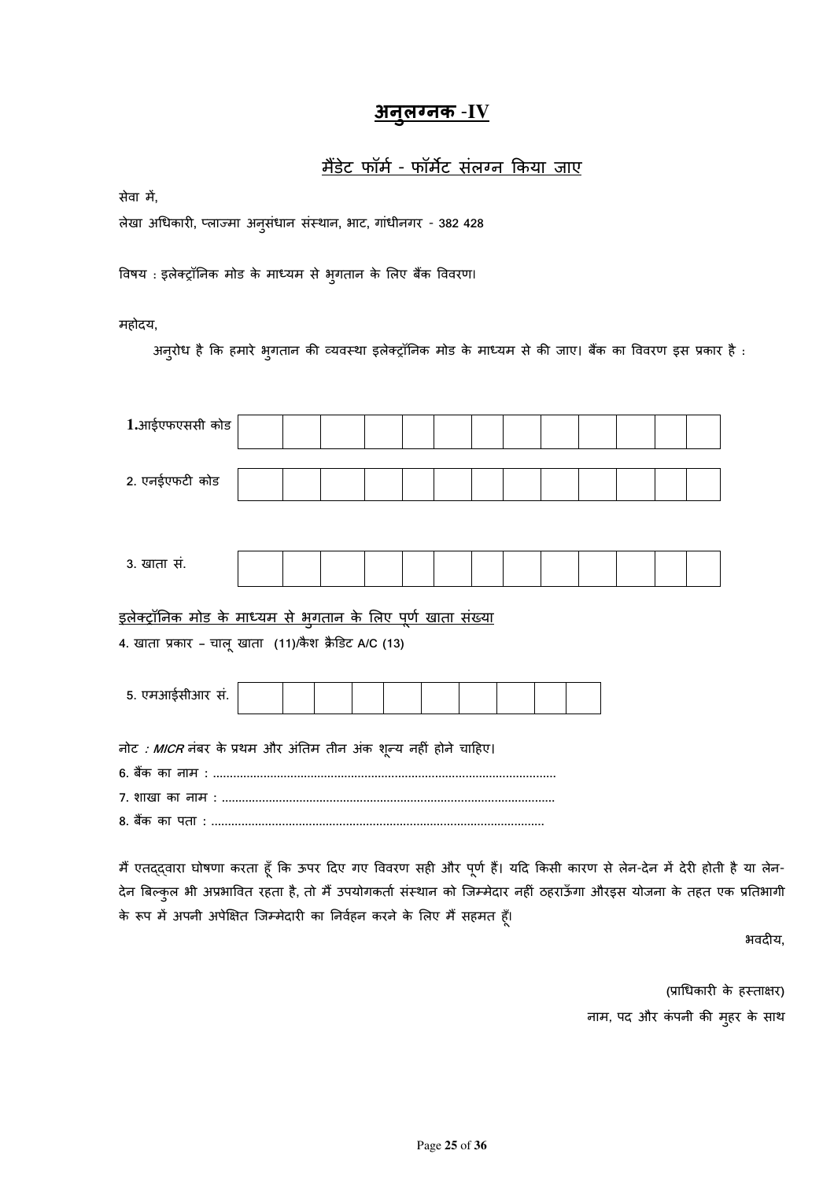# अनुलग्नक -IV

## मैंडेट फॉर्म - फॉर्मेट संलग्न किया जाए

सेवा में,

लेखा अधिकारी, प्लाज्मा अनुसंधान संस्थान, भाट, गांधीनगर - 382 428

विषय : इलेक्ट्रॉनिक मोड के माध्यम से भुगतान के लिए बैंक विवरण।

महोदय,

अनुरोध है कि हमारे भुगतान की व्यवस्था इलेक्ट्रॉनिक मोड के माध्यम से की जाए। बैंक का विवरण इस प्रकार है :

| **1.**आईएफएससी कोड | | | | | | | | | | | | | |
|---|---|---|---|---|---|---|---|---|---|---|---|---|---|

| 2. एनईएफटी कोड | | | | | | | | | | | | | |
|---|---|---|---|---|---|---|---|---|---|---|---|---|---|

| 3. खाता सं. | | | | | | | | | | | | | |
|---|---|---|---|---|---|---|---|---|---|---|---|---|---|

<u>इलेक्ट्रॉनिक मोड के माध्यम से भुगतान के लिए पूर्ण खाता संख्या</u>

4. खाता प्रकार – चालू खाता (11)/कैश क्रैडिट A/C (13)

| 5. एमआईसीआर सं. | | | | | | | | | | |
|---|---|---|---|---|---|---|---|---|---|---|

नोट *: MICR* नंबर के प्रथम और अंतिम तीन अंक शून्य नहीं होने चाहिए।

6. बैंक का नाम : .....................................................................................................

7. शाखा का नाम : ...................................................................................................

8. बैंक का पता : ...................................................................................................

मैं एतद्द्वारा घोषणा करता हूँ कि ऊपर दिए गए विवरण सही और पूर्ण हैं। यदि किसी कारण से लेन-देन में देरी होती है या लेन-देन बिल्कुल भी अप्रभावित रहता है, तो मैं उपयोगकर्ता संस्थान को जिम्मेदार नहीं ठहराऊँगा औरइस योजना के तहत एक प्रतिभागी के रूप में अपनी अपेक्षित जिम्मेदारी का निर्वहन करने के लिए मैं सहमत हूँ।

भवदीय,

(प्राधिकारी के हस्ताक्षर)

नाम, पद और कंपनी की मुहर के साथ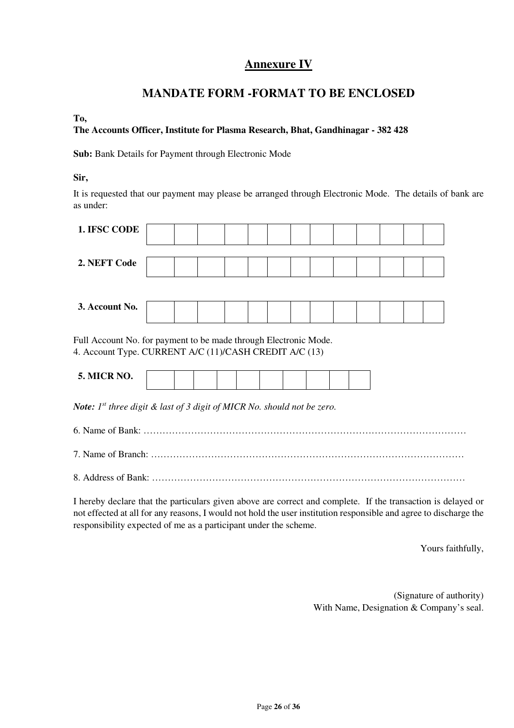# Annexure IV

## MANDATE FORM -FORMAT TO BE ENCLOSED

**To,**
**The Accounts Officer, Institute for Plasma Research, Bhat, Gandhinagar - 382 428**

**Sub:** Bank Details for Payment through Electronic Mode

**Sir,**

It is requested that our payment may please be arranged through Electronic Mode. The details of bank are as under:

| **1. IFSC CODE** | | | | | | | | | | | | | |
|---|---|---|---|---|---|---|---|---|---|---|---|---|---|

| **2. NEFT Code** | | | | | | | | | | | | | |
|---|---|---|---|---|---|---|---|---|---|---|---|---|---|

| **3. Account No.** | | | | | | | | | | | | | |
|---|---|---|---|---|---|---|---|---|---|---|---|---|---|

Full Account No. for payment to be made through Electronic Mode.
4. Account Type. CURRENT A/C (11)/CASH CREDIT A/C (13)

| **5. MICR NO.** | | | | | | | | | | |
|---|---|---|---|---|---|---|---|---|---|---|

***Note:** 1st three digit & last of 3 digit of MICR No. should not be zero.*

6. Name of Bank: ………………………………………………………………………………………

7. Name of Branch: ……………………………………………………………………………………

8. Address of Bank: ……………………………………………………………………………………

I hereby declare that the particulars given above are correct and complete. If the transaction is delayed or not effected at all for any reasons, I would not hold the user institution responsible and agree to discharge the responsibility expected of me as a participant under the scheme.

Yours faithfully,

(Signature of authority)
With Name, Designation & Company's seal.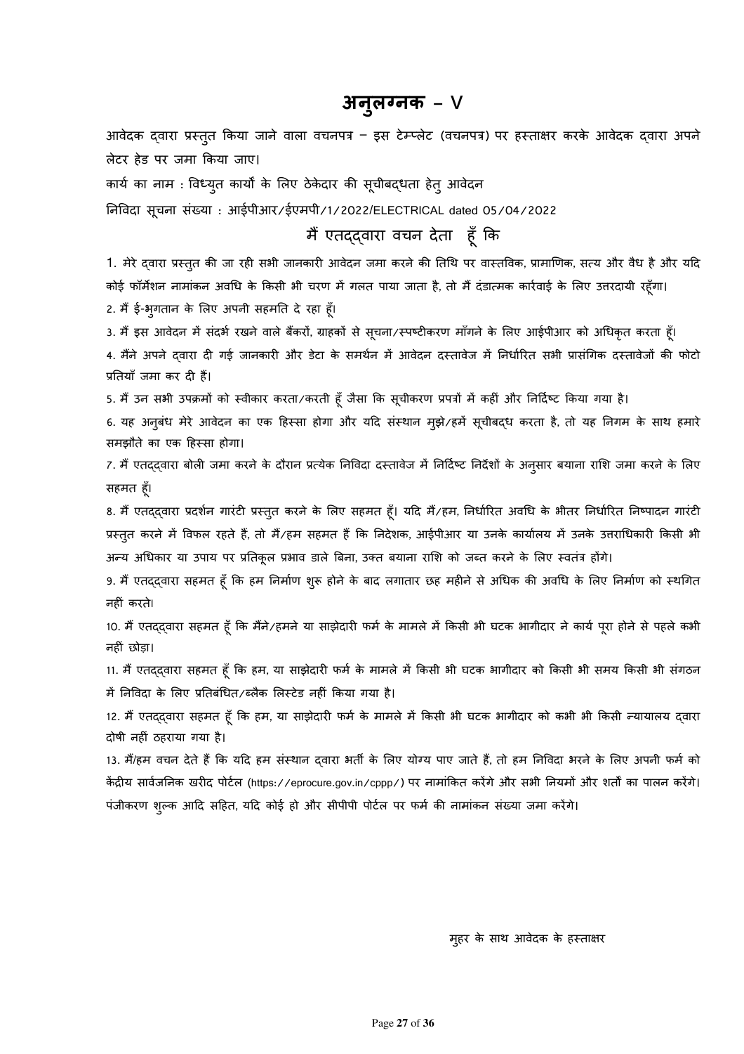# अनुलग्नक – V

आवेदक द्वारा प्रस्तुत किया जाने वाला वचनपत्र – इस टेम्प्लेट (वचनपत्र) पर हस्ताक्षर करके आवेदक द्वारा अपने लेटर हेड पर जमा किया जाए।

कार्य का नाम : विध्युत कार्यों के लिए ठेकेदार की सूचीबद्धता हेतु आवेदन

निविदा सूचना संख्या : आईपीआर/ईएमपी/1/2022/ELECTRICAL dated 05/04/2022

## मैं एतद्द्वारा वचन देता हूँ कि

1. मेरे द्वारा प्रस्तुत की जा रही सभी जानकारी आवेदन जमा करने की तिथि पर वास्तविक, प्रामाणिक, सत्य और वैध है और यदि कोई फॉर्मेशन नामांकन अवधि के किसी भी चरण में गलत पाया जाता है, तो मैं दंडात्मक कार्रवाई के लिए उत्तरदायी रहूँगा।

2. मैं ई-भुगतान के लिए अपनी सहमति दे रहा हूँ।

3. मैं इस आवेदन में संदर्भ रखने वाले बैंकरों, ग्राहकों से सूचना/स्पष्टीकरण माँगने के लिए आईपीआर को अधिकृत करता हूँ।

4. मैंने अपने द्वारा दी गई जानकारी और डेटा के समर्थन में आवेदन दस्तावेज में निर्धारित सभी प्रासंगिक दस्तावेजों की फोटो प्रतियाँ जमा कर दी हैं।

5. मैं उन सभी उपक्रमों को स्वीकार करता/करती हूँ जैसा कि सूचीकरण प्रपत्रों में कहीं और निर्दिष्ट किया गया है।

6. यह अनुबंध मेरे आवेदन का एक हिस्सा होगा और यदि संस्थान मुझे/हमें सूचीबद्ध करता है, तो यह निगम के साथ हमारे समझौते का एक हिस्सा होगा।

7. मैं एतद्द्वारा बोली जमा करने के दौरान प्रत्येक निविदा दस्तावेज में निर्दिष्ट निर्देशों के अनुसार बयाना राशि जमा करने के लिए सहमत हूँ।

8. मैं एतद्द्वारा प्रदर्शन गारंटी प्रस्तुत करने के लिए सहमत हूँ। यदि मैं/हम, निर्धारित अवधि के भीतर निर्धारित निष्पादन गारंटी प्रस्तुत करने में विफल रहते हैं, तो मैं/हम सहमत हैं कि निदेशक, आईपीआर या उनके कार्यालय में उनके उत्तराधिकारी किसी भी अन्य अधिकार या उपाय पर प्रतिकूल प्रभाव डाले बिना, उक्त बयाना राशि को जब्त करने के लिए स्वतंत्र होंगे।

9. मैं एतद्द्वारा सहमत हूँ कि हम निर्माण शुरू होने के बाद लगातार छह महीने से अधिक की अवधि के लिए निर्माण को स्थगित नहीं करते।

10. मैं एतद्द्वारा सहमत हूँ कि मैंने/हमने या साझेदारी फर्म के मामले में किसी भी घटक भागीदार ने कार्य पूरा होने से पहले कभी नहीं छोड़ा।

11. मैं एतद्द्वारा सहमत हूँ कि हम, या साझेदारी फर्म के मामले में किसी भी घटक भागीदार को किसी भी समय किसी भी संगठन में निविदा के लिए प्रतिबंधित/ब्लैक लिस्टेड नहीं किया गया है।

12. मैं एतद्द्वारा सहमत हूँ कि हम, या साझेदारी फर्म के मामले में किसी भी घटक भागीदार को कभी भी किसी न्यायालय द्वारा दोषी नहीं ठहराया गया है।

13. मैं/हम वचन देते हैं कि यदि हम संस्थान द्वारा भर्ती के लिए योग्य पाए जाते हैं, तो हम निविदा भरने के लिए अपनी फर्म को केंद्रीय सार्वजनिक खरीद पोर्टल (https://eprocure.gov.in/cppp/) पर नामांकित करेंगे और सभी नियमों और शर्तों का पालन करेंगे। पंजीकरण शुल्क आदि सहित, यदि कोई हो और सीपीपी पोर्टल पर फर्म की नामांकन संख्या जमा करेंगे।

मुहर के साथ आवेदक के हस्ताक्षर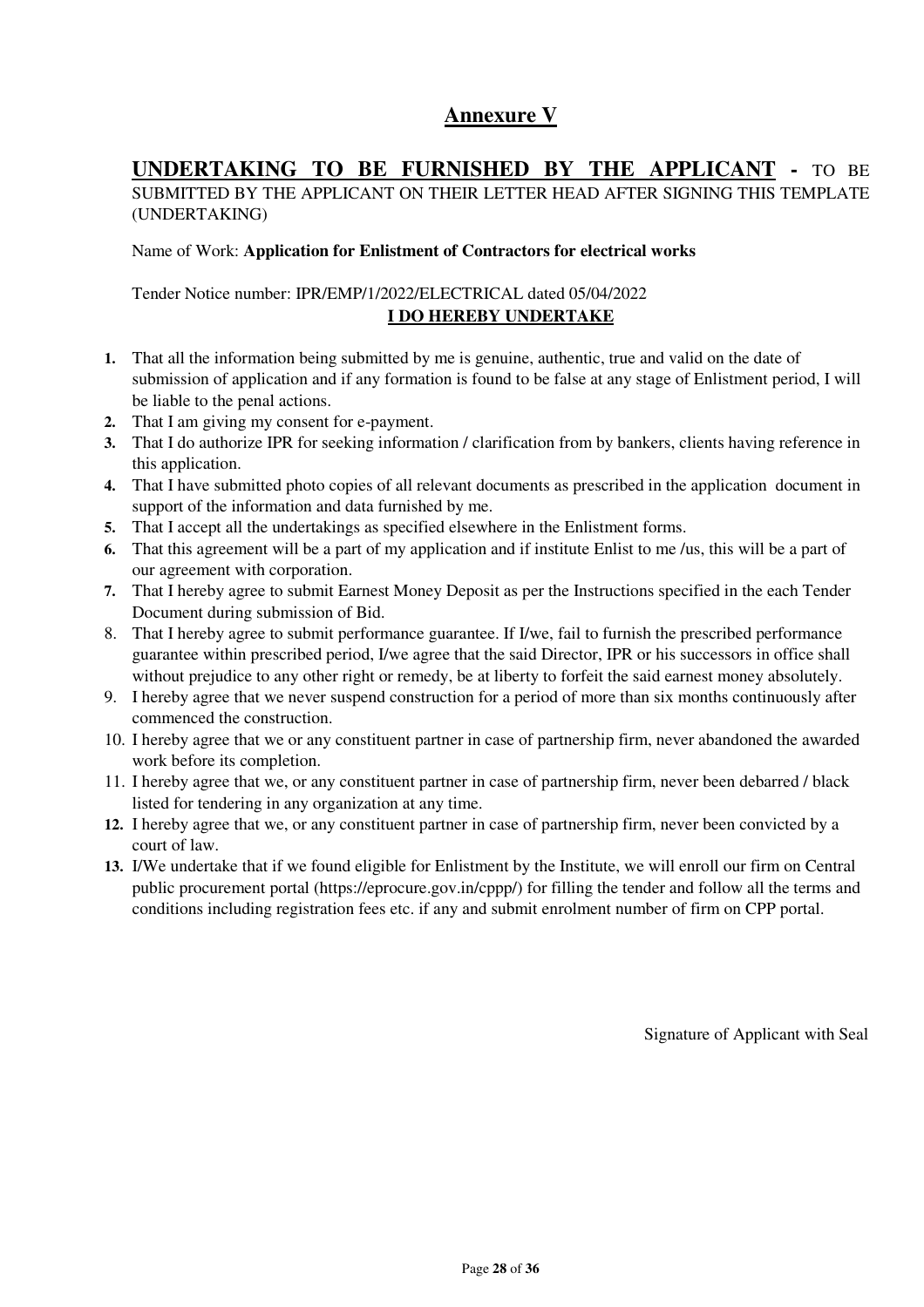# **Annexure V**

**UNDERTAKING TO BE FURNISHED BY THE APPLICANT -** TO BE SUBMITTED BY THE APPLICANT ON THEIR LETTER HEAD AFTER SIGNING THIS TEMPLATE (UNDERTAKING)

Name of Work: **Application for Enlistment of Contractors for electrical works**

Tender Notice number: IPR/EMP/1/2022/ELECTRICAL dated 05/04/2022

**I DO HEREBY UNDERTAKE**

1. That all the information being submitted by me is genuine, authentic, true and valid on the date of submission of application and if any formation is found to be false at any stage of Enlistment period, I will be liable to the penal actions.
2. That I am giving my consent for e-payment.
3. That I do authorize IPR for seeking information / clarification from by bankers, clients having reference in this application.
4. That I have submitted photo copies of all relevant documents as prescribed in the application document in support of the information and data furnished by me.
5. That I accept all the undertakings as specified elsewhere in the Enlistment forms.
6. That this agreement will be a part of my application and if institute Enlist to me /us, this will be a part of our agreement with corporation.
7. That I hereby agree to submit Earnest Money Deposit as per the Instructions specified in the each Tender Document during submission of Bid.
8. That I hereby agree to submit performance guarantee. If I/we, fail to furnish the prescribed performance guarantee within prescribed period, I/we agree that the said Director, IPR or his successors in office shall without prejudice to any other right or remedy, be at liberty to forfeit the said earnest money absolutely.
9. I hereby agree that we never suspend construction for a period of more than six months continuously after commenced the construction.
10. I hereby agree that we or any constituent partner in case of partnership firm, never abandoned the awarded work before its completion.
11. I hereby agree that we, or any constituent partner in case of partnership firm, never been debarred / black listed for tendering in any organization at any time.
12. I hereby agree that we, or any constituent partner in case of partnership firm, never been convicted by a court of law.
13. I/We undertake that if we found eligible for Enlistment by the Institute, we will enroll our firm on Central public procurement portal (https://eprocure.gov.in/cppp/) for filling the tender and follow all the terms and conditions including registration fees etc. if any and submit enrolment number of firm on CPP portal.

Signature of Applicant with Seal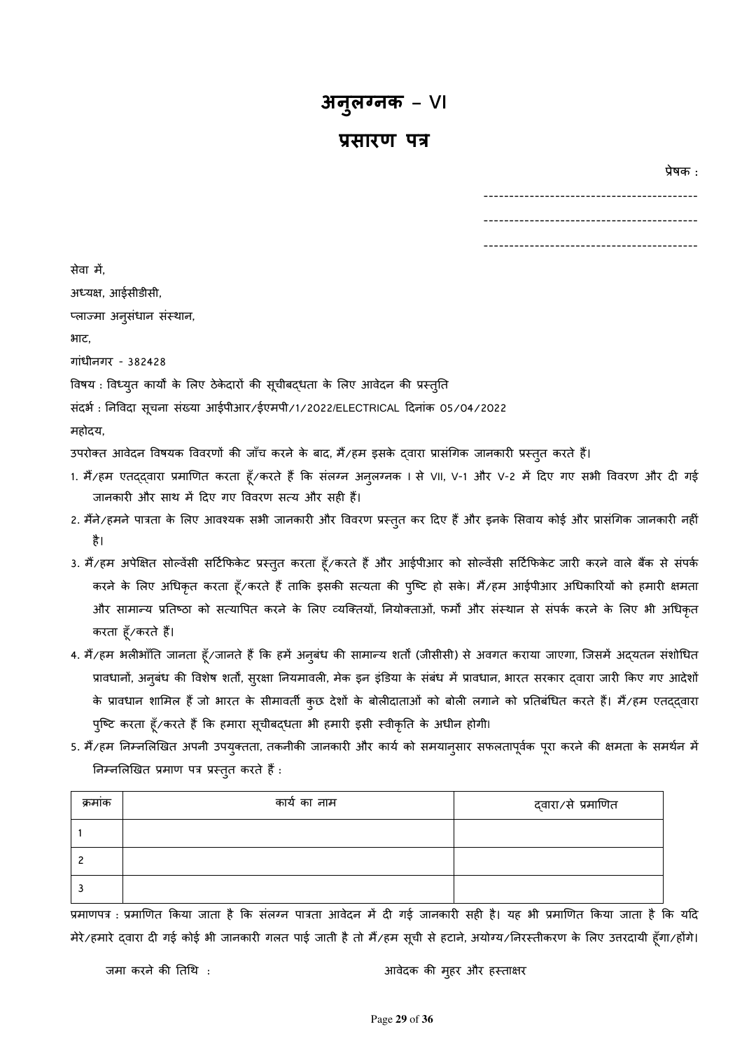# अनुलग्नक – VI

## प्रसारण पत्र

प्रेषक :

------------------------------------------

------------------------------------------

------------------------------------------

सेवा में,

अध्यक्ष, आईसीडीसी,

प्लाज्मा अनुसंधान संस्थान,

भाट,

गांधीनगर - 382428

विषय : विध्युत कार्यो के लिए ठेकेदारों की सूचीबद्धता के लिए आवेदन की प्रस्तुति

संदर्भ : निविदा सूचना संख्या आईपीआर/ईएमपी/1/2022/ELECTRICAL दिनांक 05/04/2022

महोदय,

उपरोक्त आवेदन विषयक विवरणों की जाँच करने के बाद, मैं/हम इसके द्वारा प्रासंगिक जानकारी प्रस्तुत करते हैं।

1. मैं/हम एतद्द्वारा प्रमाणित करता हूँ/करते हैं कि संलग्न अनुलग्नक I से VII, V-1 और V-2 में दिए गए सभी विवरण और दी गई जानकारी और साथ में दिए गए विवरण सत्य और सही हैं।
2. मैंने/हमने पात्रता के लिए आवश्यक सभी जानकारी और विवरण प्रस्तुत कर दिए हैं और इनके सिवाय कोई और प्रासंगिक जानकारी नहीं है।
3. मैं/हम अपेक्षित सोल्वेंसी सर्टिफिकेट प्रस्तुत करता हूँ/करते हैं और आईपीआर को सोल्वेंसी सर्टिफिकेट जारी करने वाले बैंक से संपर्क करने के लिए अधिकृत करता हूँ/करते हैं ताकि इसकी सत्यता की पुष्टि हो सके। मैं/हम आईपीआर अधिकारियों को हमारी क्षमता और सामान्य प्रतिष्ठा को सत्यापित करने के लिए व्यक्तियों, नियोक्ताओं, फर्मों और संस्थान से संपर्क करने के लिए भी अधिकृत करता हूँ/करते हैं।
4. मैं/हम भलीभाँति जानता हूँ/जानते हैं कि हमें अनुबंध की सामान्य शर्तों (जीसीसी) से अवगत कराया जाएगा, जिसमें अद्यतन संशोधित प्रावधानों, अनुबंध की विशेष शर्तों, सुरक्षा नियमावली, मेक इन इंडिया के संबंध में प्रावधान, भारत सरकार द्वारा जारी किए गए आदेशों के प्रावधान शामिल हैं जो भारत के सीमावर्ती कुछ देशों के बोलीदाताओं को बोली लगाने को प्रतिबंधित करते हैं। मैं/हम एतद्द्वारा पुष्टि करता हूँ/करते हैं कि हमारा सूचीबद्धता भी हमारी इसी स्वीकृति के अधीन होगी।
5. मैं/हम निम्नलिखित अपनी उपयुक्तता, तकनीकी जानकारी और कार्य को समयानुसार सफलतापूर्वक पूरा करने की क्षमता के समर्थन में निम्नलिखित प्रमाण पत्र प्रस्तुत करते हैं :

| क्रमांक | कार्य का नाम | द्वारा/से प्रमाणित |
|---|---|---|
| 1 | | |
| 2 | | |
| 3 | | |

प्रमाणपत्र : प्रमाणित किया जाता है कि संलग्न पात्रता आवेदन में दी गई जानकारी सही है। यह भी प्रमाणित किया जाता है कि यदि मेरे/हमारे द्वारा दी गई कोई भी जानकारी गलत पाई जाती है तो मैं/हम सूची से हटाने, अयोग्य/निरस्तीकरण के लिए उत्तरदायी हूँगा/होंगे।

जमा करने की तिथि : आवेदक की मुहर और हस्ताक्षर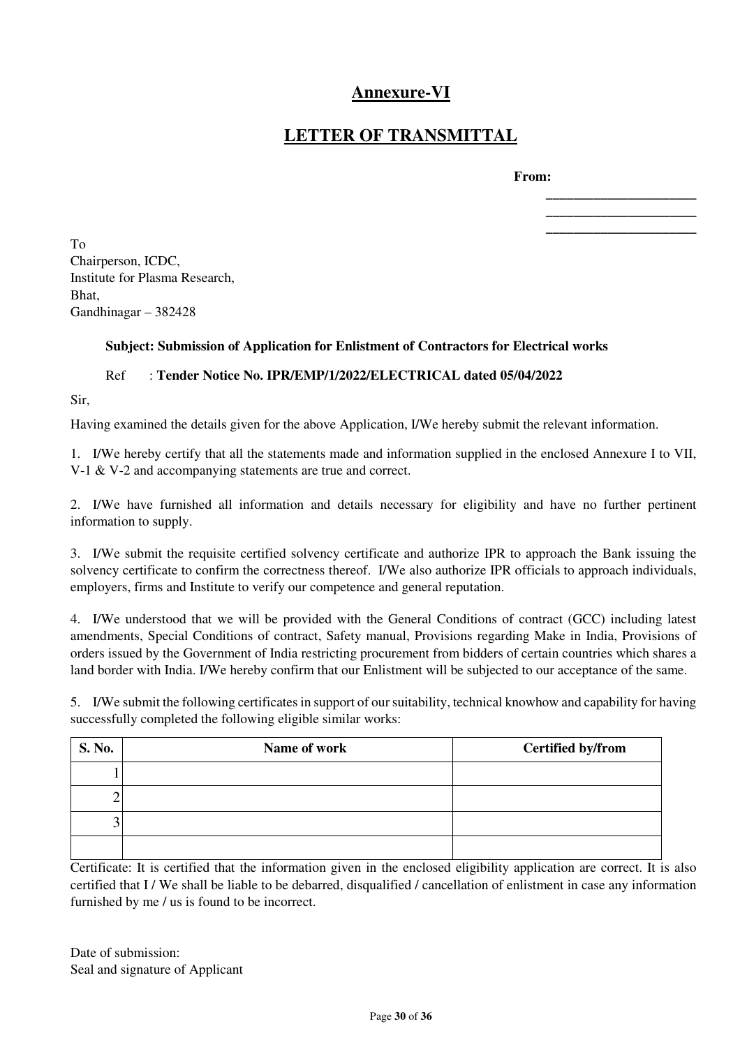# Annexure-VI

## LETTER OF TRANSMITTAL

**From:**

______________________
______________________
______________________

To
Chairperson, ICDC,
Institute for Plasma Research,
Bhat,
Gandhinagar – 382428

**Subject: Submission of Application for Enlistment of Contractors for Electrical works**

Ref : **Tender Notice No. IPR/EMP/1/2022/ELECTRICAL dated 05/04/2022**

Sir,

Having examined the details given for the above Application, I/We hereby submit the relevant information.

1. I/We hereby certify that all the statements made and information supplied in the enclosed Annexure I to VII, V-1 & V-2 and accompanying statements are true and correct.

2. I/We have furnished all information and details necessary for eligibility and have no further pertinent information to supply.

3. I/We submit the requisite certified solvency certificate and authorize IPR to approach the Bank issuing the solvency certificate to confirm the correctness thereof. I/We also authorize IPR officials to approach individuals, employers, firms and Institute to verify our competence and general reputation.

4. I/We understood that we will be provided with the General Conditions of contract (GCC) including latest amendments, Special Conditions of contract, Safety manual, Provisions regarding Make in India, Provisions of orders issued by the Government of India restricting procurement from bidders of certain countries which shares a land border with India. I/We hereby confirm that our Enlistment will be subjected to our acceptance of the same.

5. I/We submit the following certificates in support of our suitability, technical knowhow and capability for having successfully completed the following eligible similar works:

| S. No. | Name of work | Certified by/from |
|---|---|---|
| 1 | | |
| 2 | | |
| 3 | | |
| | | |

Certificate: It is certified that the information given in the enclosed eligibility application are correct. It is also certified that I / We shall be liable to be debarred, disqualified / cancellation of enlistment in case any information furnished by me / us is found to be incorrect.

Date of submission:
Seal and signature of Applicant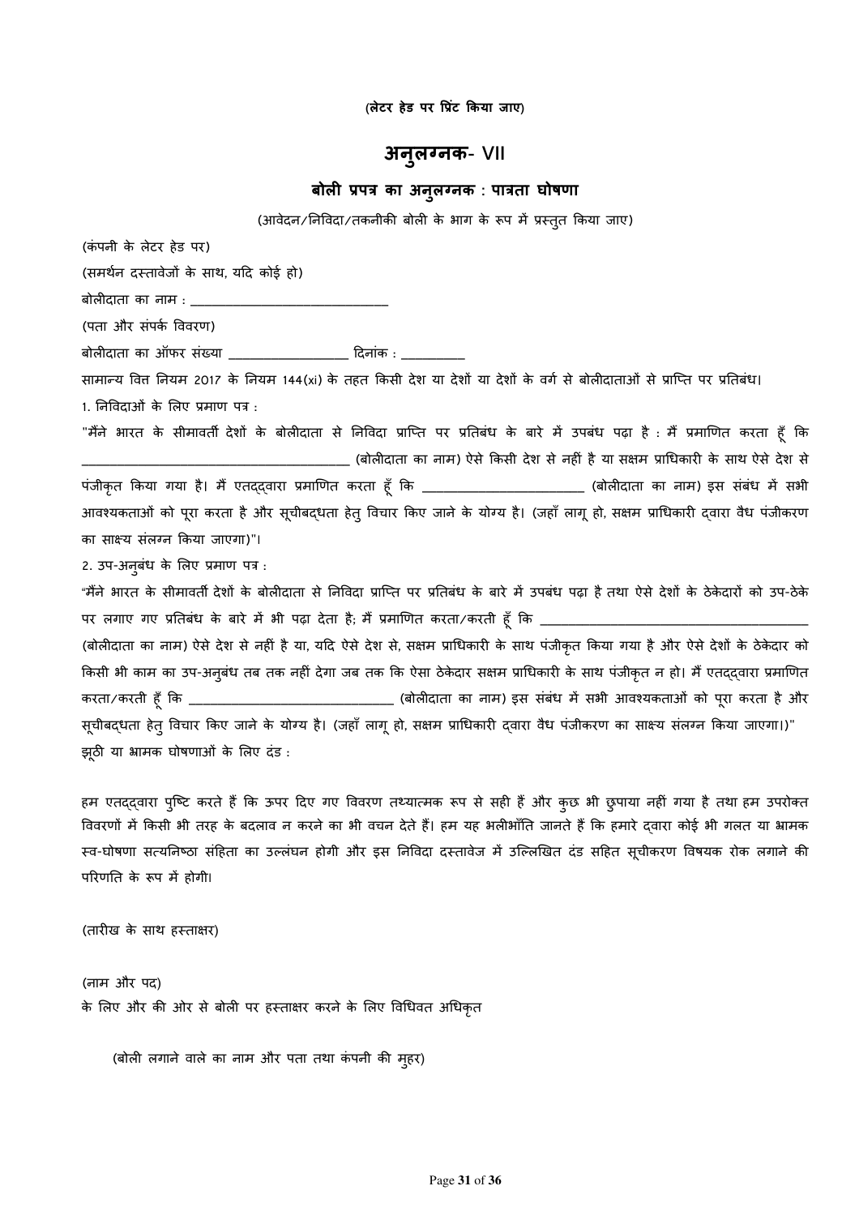**(लेटर हेड पर प्रिंट किया जाए)**

# अनुलग्नक- VII

## बोली प्रपत्र का अनुलग्नक : पात्रता घोषणा

(आवेदन/निविदा/तकनीकी बोली के भाग के रूप में प्रस्तुत किया जाए)

(कंपनी के लेटर हेड पर)

(समर्थन दस्तावेजों के साथ, यदि कोई हो)

बोलीदाता का नाम : ______________________________

(पता और संपर्क विवरण)

बोलीदाता का ऑफर संख्या __________________ दिनांक : __________

सामान्य वित्त नियम 2017 के नियम 144(xi) के तहत किसी देश या देशों या देशों के वर्ग से बोलीदाताओं से प्राप्ति पर प्रतिबंध।

1. निविदाओं के लिए प्रमाण पत्र :

"मैंने भारत के सीमावर्ती देशों के बोलीदाता से निविदा प्राप्ति पर प्रतिबंध के बारे में उपबंध पढ़ा है : मैं प्रमाणित करता हूँ कि ________________________________________ (बोलीदाता का नाम) ऐसे किसी देश से नहीं है या सक्षम प्राधिकारी के साथ ऐसे देश से पंजीकृत किया गया है। मैं एतद्द्वारा प्रमाणित करता हूँ कि ________________________ (बोलीदाता का नाम) इस संबंध में सभी आवश्यकताओं को पूरा करता है और सूचीबद्धता हेतु विचार किए जाने के योग्य है। (जहाँ लागू हो, सक्षम प्राधिकारी द्वारा वैध पंजीकरण का साक्ष्य संलग्न किया जाएगा)"।

2. उप-अनुबंध के लिए प्रमाण पत्र :

"मैंने भारत के सीमावर्ती देशों के बोलीदाता से निविदा प्राप्ति पर प्रतिबंध के बारे में उपबंध पढ़ा है तथा ऐसे देशों के ठेकेदारों को उप-ठेके पर लगाए गए प्रतिबंध के बारे में भी पढ़ा देता है; मैं प्रमाणित करता/करती हूँ कि ________________________________________ (बोलीदाता का नाम) ऐसे देश से नहीं है या, यदि ऐसे देश से, सक्षम प्राधिकारी के साथ पंजीकृत किया गया है और ऐसे देशों के ठेकेदार को किसी भी काम का उप-अनुबंध तब तक नहीं देगा जब तक कि ऐसा ठेकेदार सक्षम प्राधिकारी के साथ पंजीकृत न हो। मैं एतद्द्वारा प्रमाणित करता/करती हूँ कि ______________________________ (बोलीदाता का नाम) इस संबंध में सभी आवश्यकताओं को पूरा करता है और सूचीबद्धता हेतु विचार किए जाने के योग्य है। (जहाँ लागू हो, सक्षम प्राधिकारी द्वारा वैध पंजीकरण का साक्ष्य संलग्न किया जाएगा।)"

झूठी या भ्रामक घोषणाओं के लिए दंड :

हम एतद्द्वारा पुष्टि करते हैं कि ऊपर दिए गए विवरण तथ्यात्मक रूप से सही हैं और कुछ भी छुपाया नहीं गया है तथा हम उपरोक्त विवरणों में किसी भी तरह के बदलाव न करने का भी वचन देते हैं। हम यह भलीभाँति जानते हैं कि हमारे द्वारा कोई भी गलत या भ्रामक स्व-घोषणा सत्यनिष्ठा संहिता का उल्लंघन होगी और इस निविदा दस्तावेज में उल्लिखित दंड सहित सूचीकरण विषयक रोक लगाने की परिणति के रूप में होगी।

(तारीख के साथ हस्ताक्षर)

(नाम और पद)
के लिए और की ओर से बोली पर हस्ताक्षर करने के लिए विधिवत अधिकृत

(बोली लगाने वाले का नाम और पता तथा कंपनी की मुहर)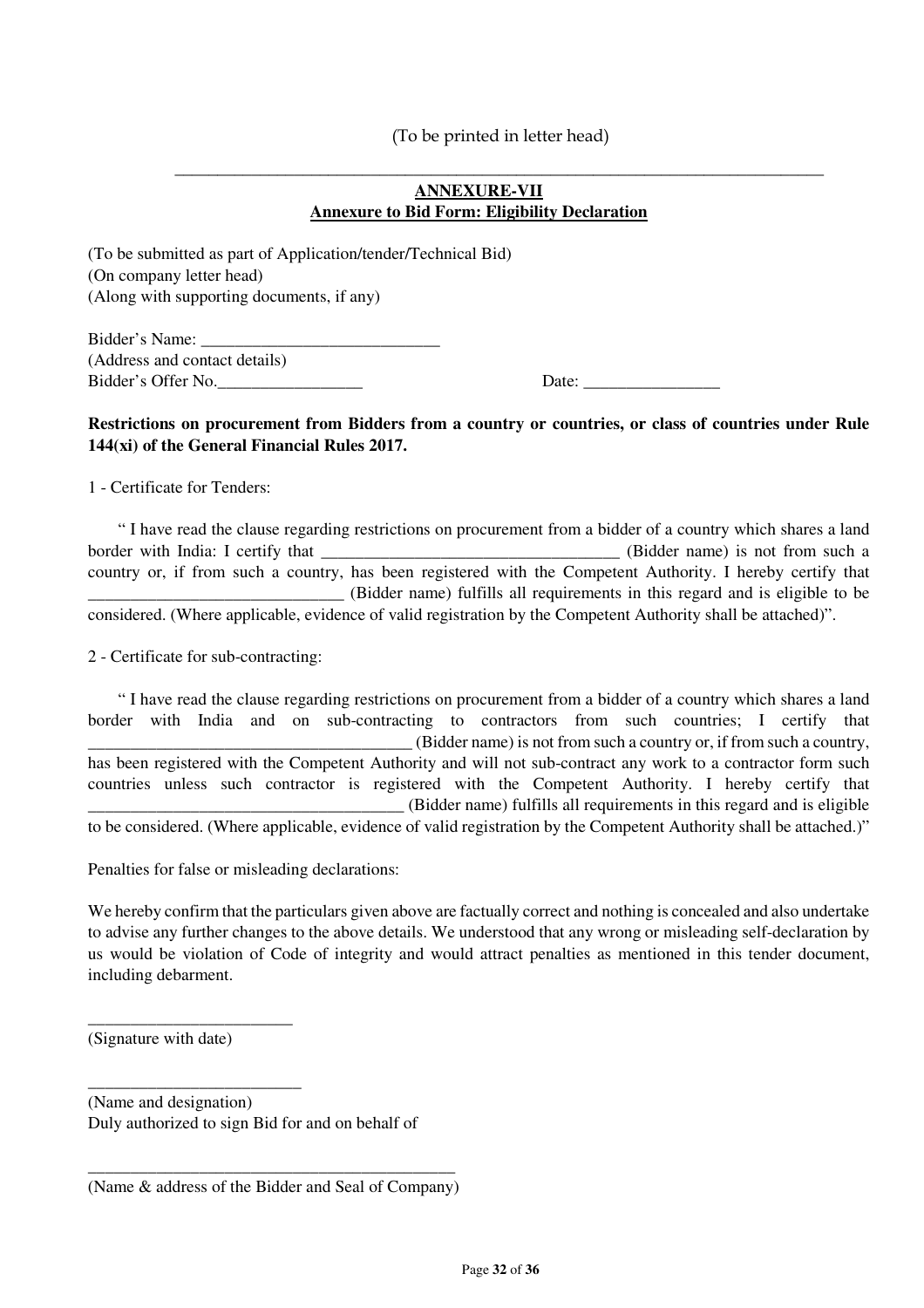(To be printed in letter head)

---

## ANNEXURE-VII

### Annexure to Bid Form: Eligibility Declaration

(To be submitted as part of Application/tender/Technical Bid)
(On company letter head)
(Along with supporting documents, if any)

Bidder's Name: ____________________________
(Address and contact details)
Bidder's Offer No._________________ Date: ________________

**Restrictions on procurement from Bidders from a country or countries, or class of countries under Rule 144(xi) of the General Financial Rules 2017.**

1 - Certificate for Tenders:

" I have read the clause regarding restrictions on procurement from a bidder of a country which shares a land border with India: I certify that ___________________________________ (Bidder name) is not from such a country or, if from such a country, has been registered with the Competent Authority. I hereby certify that ______________________________ (Bidder name) fulfills all requirements in this regard and is eligible to be considered. (Where applicable, evidence of valid registration by the Competent Authority shall be attached)".

2 - Certificate for sub-contracting:

" I have read the clause regarding restrictions on procurement from a bidder of a country which shares a land border with India and on sub-contracting to contractors from such countries; I certify that ______________________________________ (Bidder name) is not from such a country or, if from such a country, has been registered with the Competent Authority and will not sub-contract any work to a contractor form such countries unless such contractor is registered with the Competent Authority. I hereby certify that _____________________________________ (Bidder name) fulfills all requirements in this regard and is eligible to be considered. (Where applicable, evidence of valid registration by the Competent Authority shall be attached.)"

Penalties for false or misleading declarations:

We hereby confirm that the particulars given above are factually correct and nothing is concealed and also undertake to advise any further changes to the above details. We understood that any wrong or misleading self-declaration by us would be violation of Code of integrity and would attract penalties as mentioned in this tender document, including debarment.

________________________
(Signature with date)

_________________________
(Name and designation)
Duly authorized to sign Bid for and on behalf of

____________________________________________
(Name & address of the Bidder and Seal of Company)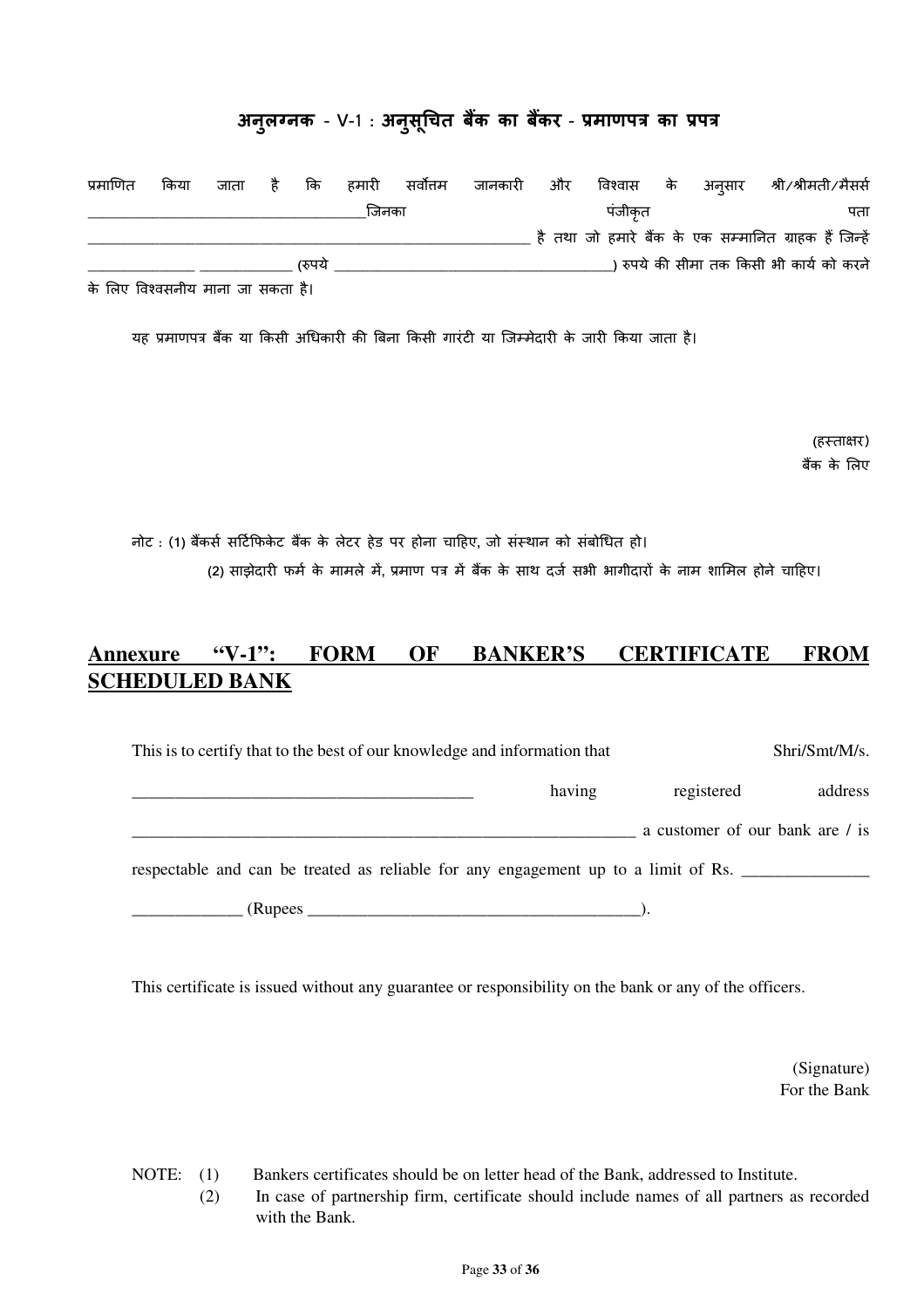## अनुलग्नक - V-1 : अनुसूचित बैंक का बैंकर - प्रमाणपत्र का प्रपत्र

प्रमाणित किया जाता है कि हमारी सर्वोत्तम जानकारी और विश्वास के अनुसार श्री/श्रीमती/मैसर्स ____________________________________जिनका पंजीकृत पता ____________________________________________________________ है तथा जो हमारे बैंक के एक सम्मानित ग्राहक हैं जिन्हें _______________ _____________ (रुपये ______________________________________) रुपये की सीमा तक किसी भी कार्य को करने के लिए विश्वसनीय माना जा सकता है।

यह प्रमाणपत्र बैंक या किसी अधिकारी की बिना किसी गारंटी या जिम्मेदारी के जारी किया जाता है।

(हस्ताक्षर)
बैंक के लिए

नोट : (1) बैंकर्स सर्टिफिकेट बैंक के लेटर हेड पर होना चाहिए, जो संस्थान को संबोधित हो।
(2) साझेदारी फर्म के मामले में, प्रमाण पत्र में बैंक के साथ दर्ज सभी भागीदारों के नाम शामिल होने चाहिए।

## Annexure "V-1": FORM OF BANKER'S CERTIFICATE FROM SCHEDULED BANK

This is to certify that to the best of our knowledge and information that Shri/Smt/M/s. __________________________________________ having registered address _______________________________________________________________ a customer of our bank are / is respectable and can be treated as reliable for any engagement up to a limit of Rs. _______________ _____________ (Rupees _________________________________________).

This certificate is issued without any guarantee or responsibility on the bank or any of the officers.

(Signature)
For the Bank

NOTE: (1) Bankers certificates should be on letter head of the Bank, addressed to Institute.
(2) In case of partnership firm, certificate should include names of all partners as recorded with the Bank.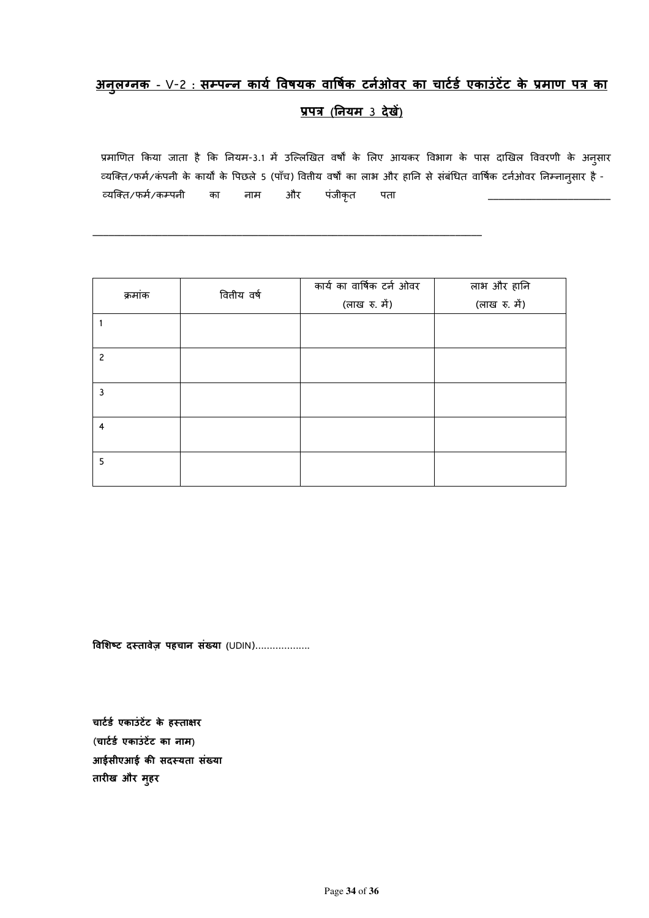## अनुलग्नक - V-2 : सम्पन्न कार्य विषयक वार्षिक टर्नओवर का चार्टर्ड एकाउंटेंट के प्रमाण पत्र का प्रपत्र (नियम 3 देखें)

प्रमाणित किया जाता है कि नियम-3.1 में उल्लिखित वर्षों के लिए आयकर विभाग के पास दाखिल विवरणी के अनुसार व्यक्ति/फर्म/कंपनी के कार्यों के पिछले 5 (पाँच) वित्तीय वर्षों का लाभ और हानि से संबंधित वार्षिक टर्नओवर निम्नानुसार है -

व्यक्ति/फर्म/कम्पनी का नाम और पंजीकृत पता ________________________

________________________________________________________________________________

| क्रमांक | वित्तीय वर्ष | कार्य का वार्षिक टर्न ओवर (लाख रु. में) | लाभ और हानि (लाख रु. में) |
|---|---|---|---|
| 1 | | | |
| 2 | | | |
| 3 | | | |
| 4 | | | |
| 5 | | | |

**विशिष्ट दस्तावेज़ पहचान संख्या** (UDIN)...................

**चार्टर्ड एकाउंटेंट के हस्ताक्षर**
**(चार्टर्ड एकाउंटेंट का नाम)**
**आईसीएआई की सदस्यता संख्या**
**तारीख और मुहर**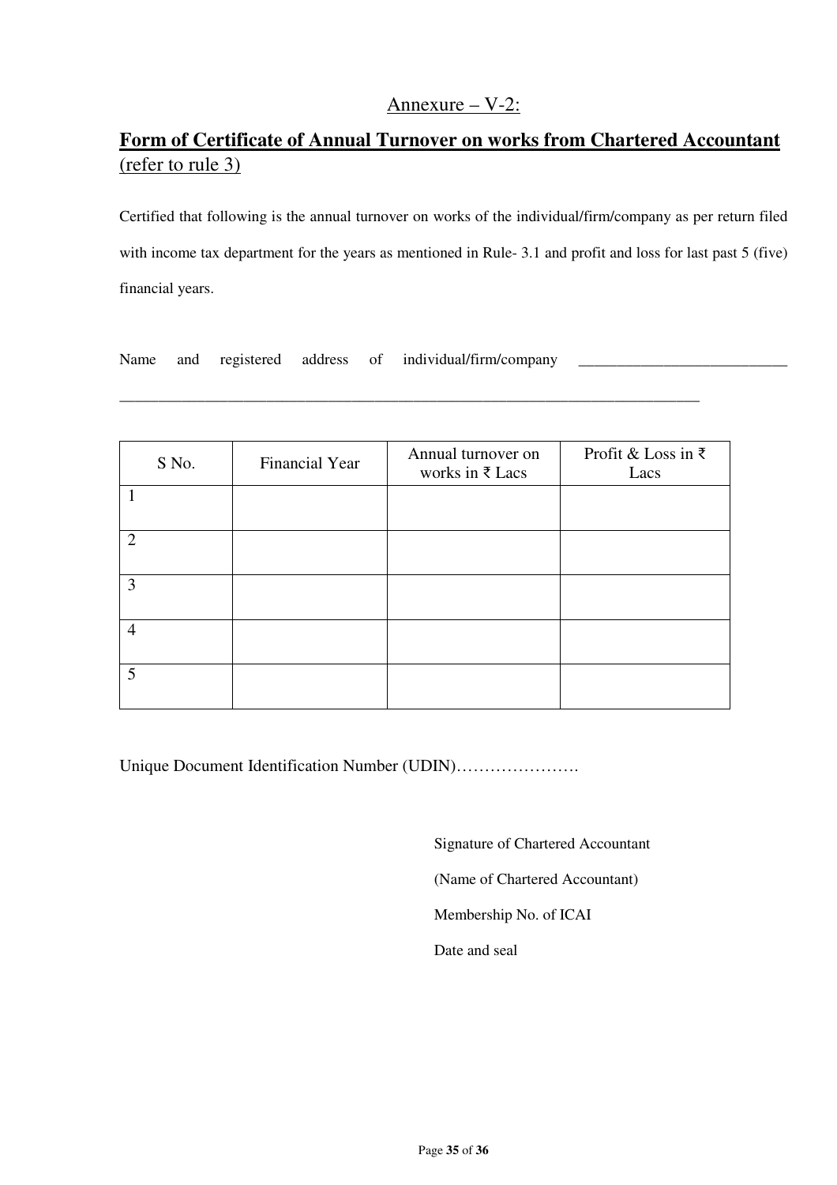Annexure – V-2:

## **Form of Certificate of Annual Turnover on works from Chartered Accountant**

(refer to rule 3)

Certified that following is the annual turnover on works of the individual/firm/company as per return filed with income tax department for the years as mentioned in Rule- 3.1 and profit and loss for last past 5 (five) financial years.

Name and registered address of individual/firm/company ___________________________

______________________________________________________________________________

| S No. | Financial Year | Annual turnover on works in ₹ Lacs | Profit & Loss in ₹ Lacs |
|---|---|---|---|
| 1 | | | |
| 2 | | | |
| 3 | | | |
| 4 | | | |
| 5 | | | |

Unique Document Identification Number (UDIN)………………….

Signature of Chartered Accountant

(Name of Chartered Accountant)

Membership No. of ICAI

Date and seal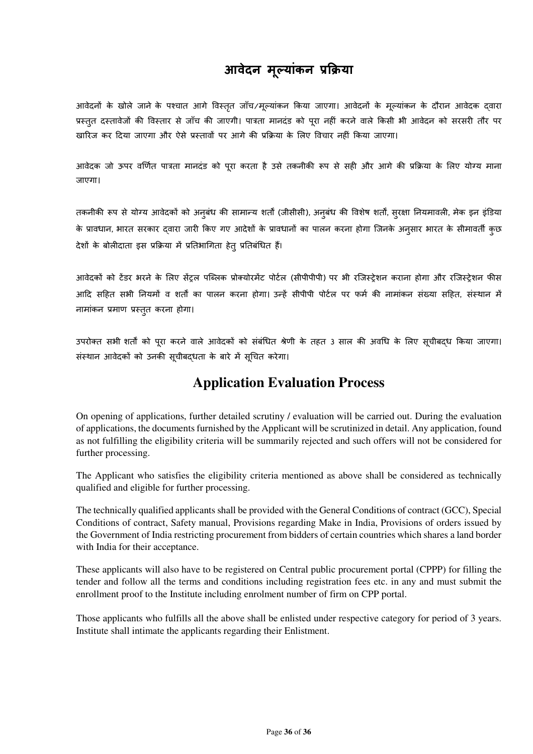# आवेदन मूल्यांकन प्रक्रिया

आवेदनों के खोले जाने के पश्चात आगे विस्तृत जाँच/मूल्यांकन किया जाएगा। आवेदनों के मूल्यांकन के दौरान आवेदक द्वारा प्रस्तुत दस्तावेजों की विस्तार से जाँच की जाएगी। पात्रता मानदंड को पूरा नहीं करने वाले किसी भी आवेदन को सरसरी तौर पर खारिज कर दिया जाएगा और ऐसे प्रस्तावों पर आगे की प्रक्रिया के लिए विचार नहीं किया जाएगा।

आवेदक जो ऊपर वर्णित पात्रता मानदंड को पूरा करता है उसे तकनीकी रूप से सही और आगे की प्रक्रिया के लिए योग्य माना जाएगा।

तकनीकी रूप से योग्य आवेदकों को अनुबंध की सामान्य शर्तों (जीसीसी), अनुबंध की विशेष शर्तों, सुरक्षा नियमावली, मेक इन इंडिया के प्रावधान, भारत सरकार द्वारा जारी किए गए आदेशों के प्रावधानों का पालन करना होगा जिनके अनुसार भारत के सीमावर्ती कुछ देशों के बोलीदाता इस प्रक्रिया में प्रतिभागिता हेतु प्रतिबंधित हैं।

आवेदकों को टेंडर भरने के लिए सेंट्रल पब्लिक प्रोक्योरमेंट पोर्टल (सीपीपीपी) पर भी रजिस्ट्रेशन कराना होगा और रजिस्ट्रेशन फीस आदि सहित सभी नियमों व शर्तों का पालन करना होगा। उन्हें सीपीपी पोर्टल पर फर्म की नामांकन संख्या सहित, संस्थान में नामांकन प्रमाण प्रस्तुत करना होगा।

उपरोक्त सभी शर्तों को पूरा करने वाले आवेदकों को संबंधित श्रेणी के तहत 3 साल की अवधि के लिए सूचीबद्ध किया जाएगा। संस्थान आवेदकों को उनकी सूचीबद्धता के बारे में सूचित करेगा।

# Application Evaluation Process

On opening of applications, further detailed scrutiny / evaluation will be carried out. During the evaluation of applications, the documents furnished by the Applicant will be scrutinized in detail. Any application, found as not fulfilling the eligibility criteria will be summarily rejected and such offers will not be considered for further processing.

The Applicant who satisfies the eligibility criteria mentioned as above shall be considered as technically qualified and eligible for further processing.

The technically qualified applicants shall be provided with the General Conditions of contract (GCC), Special Conditions of contract, Safety manual, Provisions regarding Make in India, Provisions of orders issued by the Government of India restricting procurement from bidders of certain countries which shares a land border with India for their acceptance.

These applicants will also have to be registered on Central public procurement portal (CPPP) for filling the tender and follow all the terms and conditions including registration fees etc. in any and must submit the enrollment proof to the Institute including enrolment number of firm on CPP portal.

Those applicants who fulfills all the above shall be enlisted under respective category for period of 3 years. Institute shall intimate the applicants regarding their Enlistment.